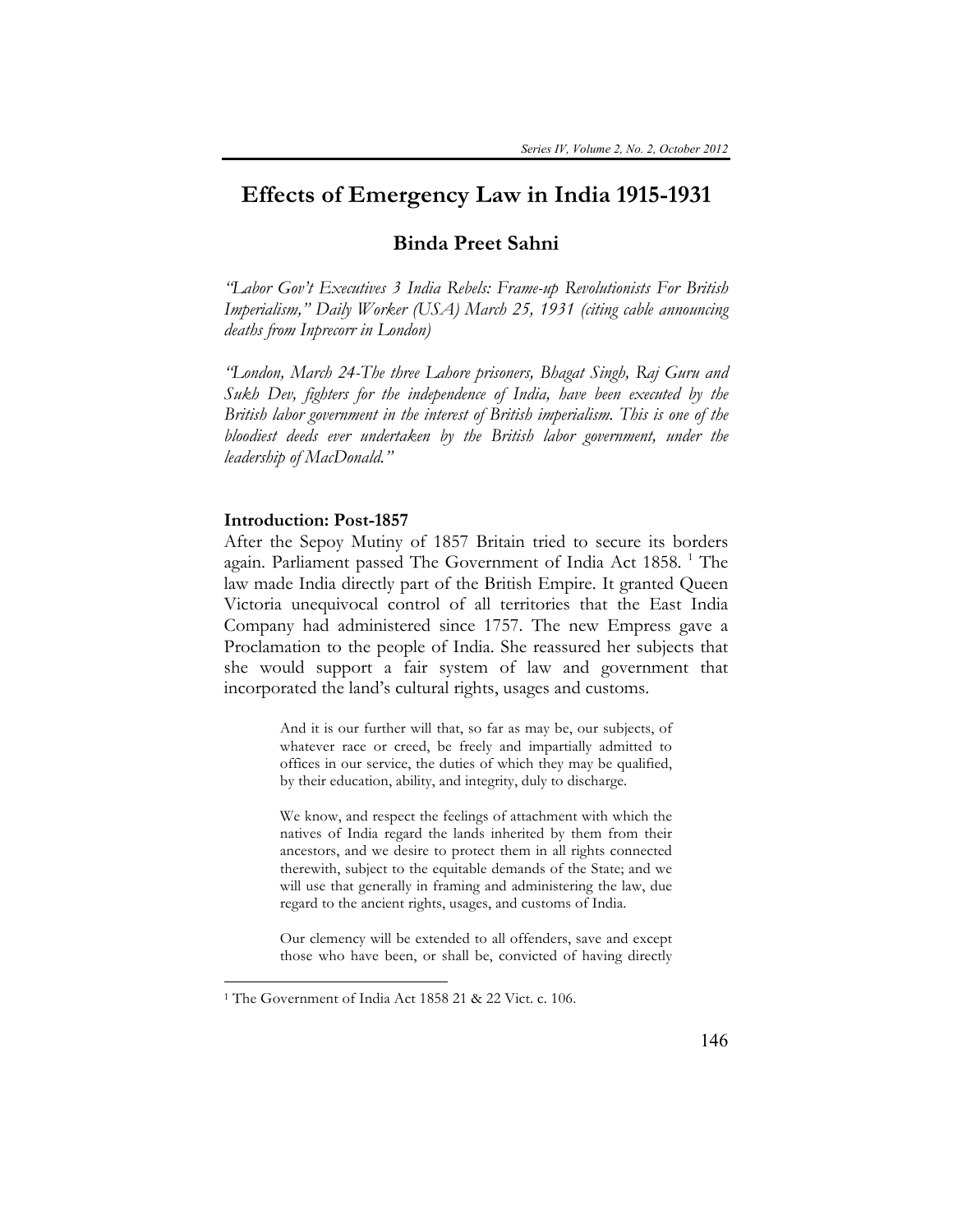# Effects of Emergency Law in India 1915-1931

## Binda Preet Sahni

*"Labor Gov't Executives 3 India Rebels: Frame-up Revolutionists For British Imperialism," Daily Worker (USA) March 25, 1931 (citing cable announcing deaths from Inprecorr in London)*

*"London, March 24-The three Lahore prisoners, Bhagat Singh, Raj Guru and Sukh Dev, fighters for the independence of India, have been executed by the British labor government in the interest of British imperialism. This is one of the bloodiest deeds ever undertaken by the British labor government, under the leadership of MacDonald."*

### Introduction: Post-1857

After the Sepoy Mutiny of 1857 Britain tried to secure its borders again. Parliament passed The Government of India Act 1858. [1] The law made India directly part of the British Empire. It granted Queen Victoria unequivocal control of all territories that the East India Company had administered since 1757. The new Empress gave a Proclamation to the people of India. She reassured her subjects that she would support a fair system of law and government that incorporated the land's cultural rights, usages and customs.

> And it is our further will that, so far as may be, our subjects, of whatever race or creed, be freely and impartially admitted to offices in our service, the duties of which they may be qualified, by their education, ability, and integrity, duly to discharge.
>
> We know, and respect the feelings of attachment with which the natives of India regard the lands inherited by them from their ancestors, and we desire to protect them in all rights connected therewith, subject to the equitable demands of the State; and we will use that generally in framing and administering the law, due regard to the ancient rights, usages, and customs of India.
>
> Our clemency will be extended to all offenders, save and except those who have been, or shall be, convicted of having directly

[1] The Government of India Act 1858 21 & 22 Vict. c. 106.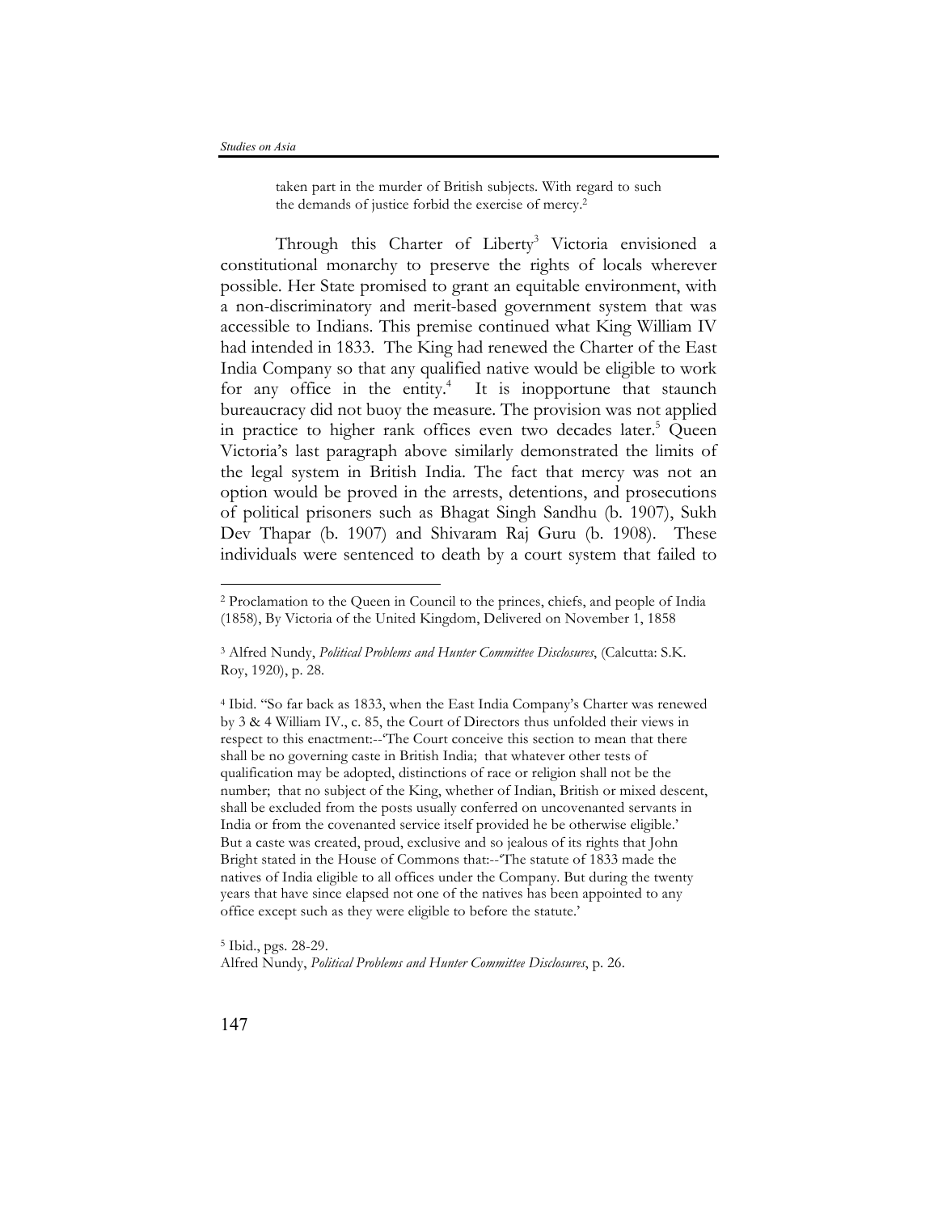> taken part in the murder of British subjects. With regard to such the demands of justice forbid the exercise of mercy.[2]

Through this Charter of Liberty[3] Victoria envisioned a constitutional monarchy to preserve the rights of locals wherever possible. Her State promised to grant an equitable environment, with a non-discriminatory and merit-based government system that was accessible to Indians. This premise continued what King William IV had intended in 1833. The King had renewed the Charter of the East India Company so that any qualified native would be eligible to work for any office in the entity.[4] It is inopportune that staunch bureaucracy did not buoy the measure. The provision was not applied in practice to higher rank offices even two decades later.[5] Queen Victoria's last paragraph above similarly demonstrated the limits of the legal system in British India. The fact that mercy was not an option would be proved in the arrests, detentions, and prosecutions of political prisoners such as Bhagat Singh Sandhu (b. 1907), Sukh Dev Thapar (b. 1907) and Shivaram Raj Guru (b. 1908). These individuals were sentenced to death by a court system that failed to

---

[2] Proclamation to the Queen in Council to the princes, chiefs, and people of India (1858), By Victoria of the United Kingdom, Delivered on November 1, 1858

[3] Alfred Nundy, *Political Problems and Hunter Committee Disclosures*, (Calcutta: S.K. Roy, 1920), p. 28.

[4] Ibid. "So far back as 1833, when the East India Company's Charter was renewed by 3 & 4 William IV., c. 85, the Court of Directors thus unfolded their views in respect to this enactment:--'The Court conceive this section to mean that there shall be no governing caste in British India; that whatever other tests of qualification may be adopted, distinctions of race or religion shall not be the number; that no subject of the King, whether of Indian, British or mixed descent, shall be excluded from the posts usually conferred on uncovenanted servants in India or from the covenanted service itself provided he be otherwise eligible.' But a caste was created, proud, exclusive and so jealous of its rights that John Bright stated in the House of Commons that:--'The statute of 1833 made the natives of India eligible to all offices under the Company. But during the twenty years that have since elapsed not one of the natives has been appointed to any office except such as they were eligible to before the statute.'

[5] Ibid., pgs. 28-29.
Alfred Nundy, *Political Problems and Hunter Committee Disclosures*, p. 26.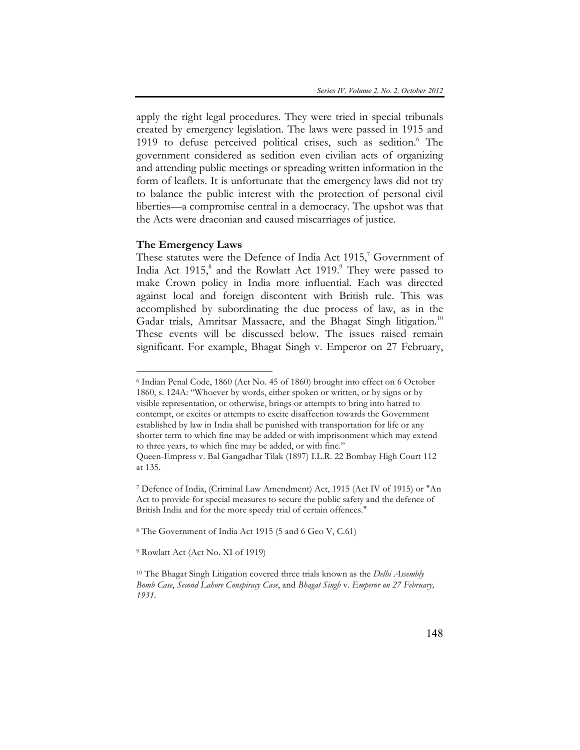apply the right legal procedures. They were tried in special tribunals created by emergency legislation. The laws were passed in 1915 and 1919 to defuse perceived political crises, such as sedition.[6] The government considered as sedition even civilian acts of organizing and attending public meetings or spreading written information in the form of leaflets. It is unfortunate that the emergency laws did not try to balance the public interest with the protection of personal civil liberties—a compromise central in a democracy. The upshot was that the Acts were draconian and caused miscarriages of justice.

**The Emergency Laws**

These statutes were the Defence of India Act 1915,[7] Government of India Act 1915,[8] and the Rowlatt Act 1919.[9] They were passed to make Crown policy in India more influential. Each was directed against local and foreign discontent with British rule. This was accomplished by subordinating the due process of law, as in the Gadar trials, Amritsar Massacre, and the Bhagat Singh litigation.[10] These events will be discussed below. The issues raised remain significant. For example, Bhagat Singh v. Emperor on 27 February,

---

[6] Indian Penal Code, 1860 (Act No. 45 of 1860) brought into effect on 6 October 1860, s. 124A: "Whoever by words, either spoken or written, or by signs or by visible representation, or otherwise, brings or attempts to bring into hatred to contempt, or excites or attempts to excite disaffection towards the Government established by law in India shall be punished with transportation for life or any shorter term to which fine may be added or with imprisonment which may extend to three years, to which fine may be added, or with fine."
Queen-Empress v. Bal Gangadhar Tilak (1897) I.L.R. 22 Bombay High Court 112 at 135.

[7] Defence of India, (Criminal Law Amendment) Act, 1915 (Act IV of 1915) or "An Act to provide for special measures to secure the public safety and the defence of British India and for the more speedy trial of certain offences."

[8] The Government of India Act 1915 (5 and 6 Geo V, C.61)

[9] Rowlatt Act (Act No. XI of 1919)

[10] The Bhagat Singh Litigation covered three trials known as the *Delhi Assembly Bomb Case*, *Second Lahore Conspiracy Case*, and *Bhagat Singh* v. *Emperor on 27 February, 1931*.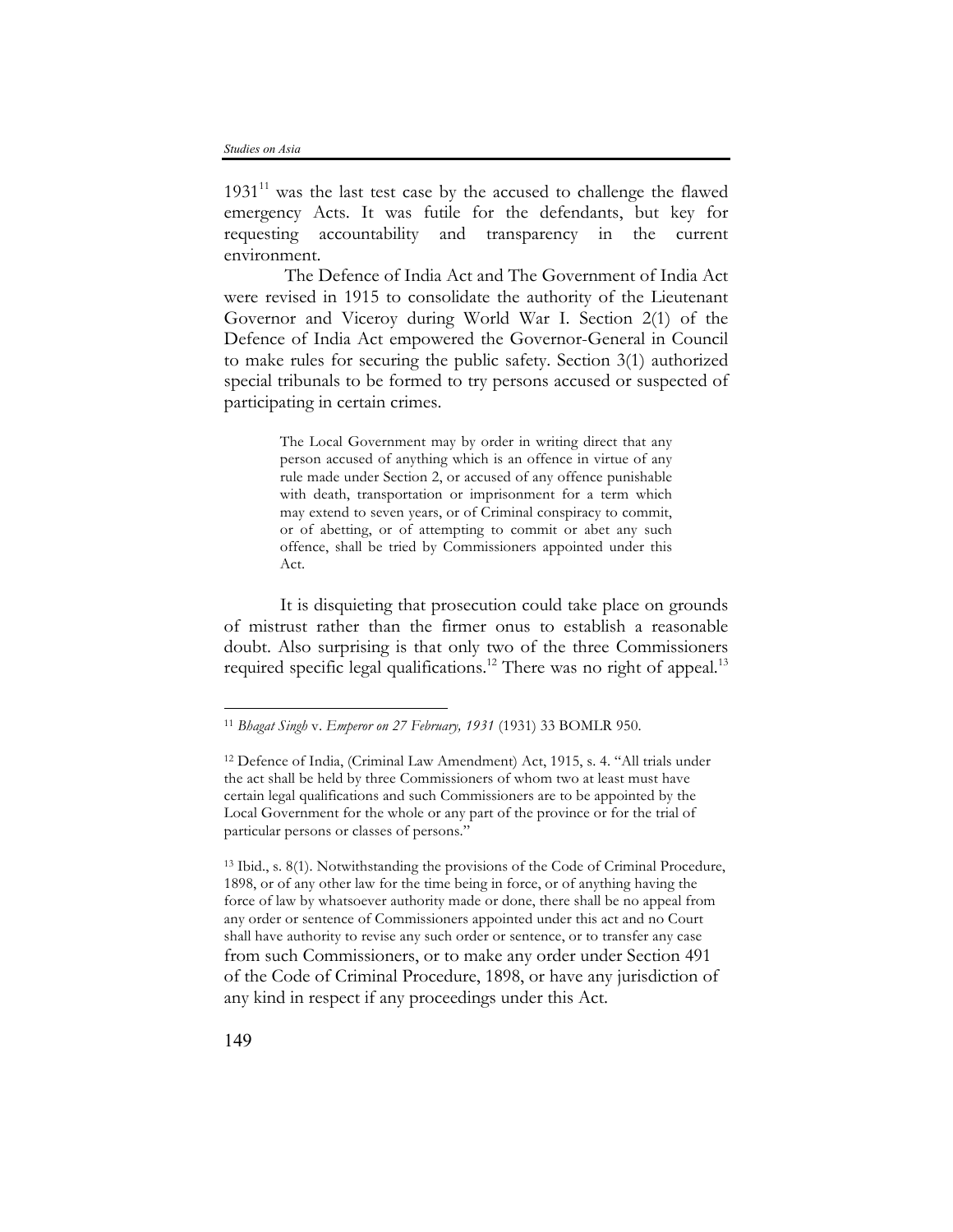1931[11] was the last test case by the accused to challenge the flawed emergency Acts. It was futile for the defendants, but key for requesting accountability and transparency in the current environment.

The Defence of India Act and The Government of India Act were revised in 1915 to consolidate the authority of the Lieutenant Governor and Viceroy during World War I. Section 2(1) of the Defence of India Act empowered the Governor-General in Council to make rules for securing the public safety. Section 3(1) authorized special tribunals to be formed to try persons accused or suspected of participating in certain crimes.

> The Local Government may by order in writing direct that any person accused of anything which is an offence in virtue of any rule made under Section 2, or accused of any offence punishable with death, transportation or imprisonment for a term which may extend to seven years, or of Criminal conspiracy to commit, or of abetting, or of attempting to commit or abet any such offence, shall be tried by Commissioners appointed under this Act.

It is disquieting that prosecution could take place on grounds of mistrust rather than the firmer onus to establish a reasonable doubt. Also surprising is that only two of the three Commissioners required specific legal qualifications.[12] There was no right of appeal.[13]

---

[11] *Bhagat Singh* v. *Emperor on 27 February, 1931* (1931) 33 BOMLR 950.

[12] Defence of India, (Criminal Law Amendment) Act, 1915, s. 4. "All trials under the act shall be held by three Commissioners of whom two at least must have certain legal qualifications and such Commissioners are to be appointed by the Local Government for the whole or any part of the province or for the trial of particular persons or classes of persons."

[13] Ibid., s. 8(1). Notwithstanding the provisions of the Code of Criminal Procedure, 1898, or of any other law for the time being in force, or of anything having the force of law by whatsoever authority made or done, there shall be no appeal from any order or sentence of Commissioners appointed under this act and no Court shall have authority to revise any such order or sentence, or to transfer any case from such Commissioners, or to make any order under Section 491 of the Code of Criminal Procedure, 1898, or have any jurisdiction of any kind in respect if any proceedings under this Act.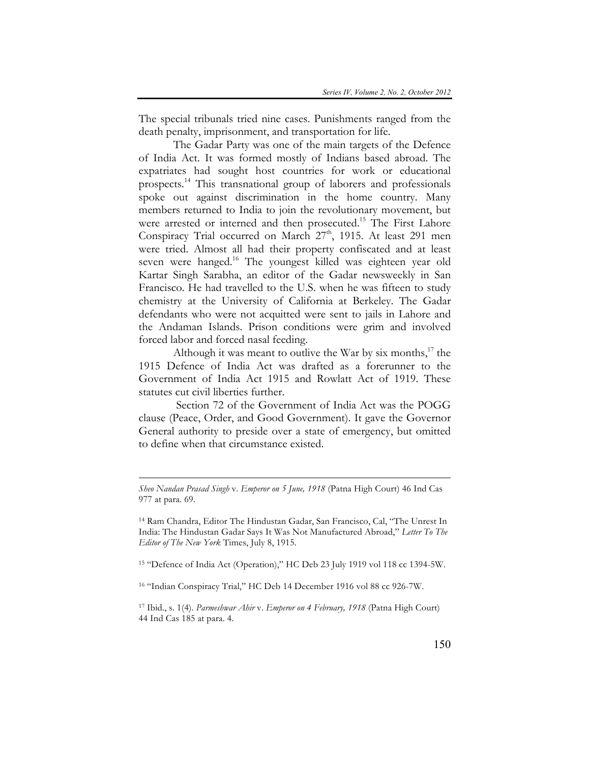The special tribunals tried nine cases. Punishments ranged from the death penalty, imprisonment, and transportation for life.

The Gadar Party was one of the main targets of the Defence of India Act. It was formed mostly of Indians based abroad. The expatriates had sought host countries for work or educational prospects.[14] This transnational group of laborers and professionals spoke out against discrimination in the home country. Many members returned to India to join the revolutionary movement, but were arrested or interned and then prosecuted.[15] The First Lahore Conspiracy Trial occurred on March 27th, 1915. At least 291 men were tried. Almost all had their property confiscated and at least seven were hanged.[16] The youngest killed was eighteen year old Kartar Singh Sarabha, an editor of the Gadar newsweekly in San Francisco. He had travelled to the U.S. when he was fifteen to study chemistry at the University of California at Berkeley. The Gadar defendants who were not acquitted were sent to jails in Lahore and the Andaman Islands. Prison conditions were grim and involved forced labor and forced nasal feeding.

Although it was meant to outlive the War by six months,[17] the 1915 Defence of India Act was drafted as a forerunner to the Government of India Act 1915 and Rowlatt Act of 1919. These statutes cut civil liberties further.

Section 72 of the Government of India Act was the POGG clause (Peace, Order, and Good Government). It gave the Governor General authority to preside over a state of emergency, but omitted to define when that circumstance existed.

---

*Sheo Nandan Prasad Singh* v. *Emperor on 5 June, 1918* (Patna High Court) 46 Ind Cas 977 at para. 69.

[14] Ram Chandra, Editor The Hindustan Gadar, San Francisco, Cal, "The Unrest In India: The Hindustan Gadar Says It Was Not Manufactured Abroad," *Letter To The Editor of The New York* Times, July 8, 1915.

[15] "Defence of India Act (Operation)," HC Deb 23 July 1919 vol 118 cc 1394-5W.

[16] "Indian Conspiracy Trial," HC Deb 14 December 1916 vol 88 cc 926-7W.

[17] Ibid., s. 1(4). *Parmeshwar Ahir* v. *Emperor on 4 February, 1918* (Patna High Court) 44 Ind Cas 185 at para. 4.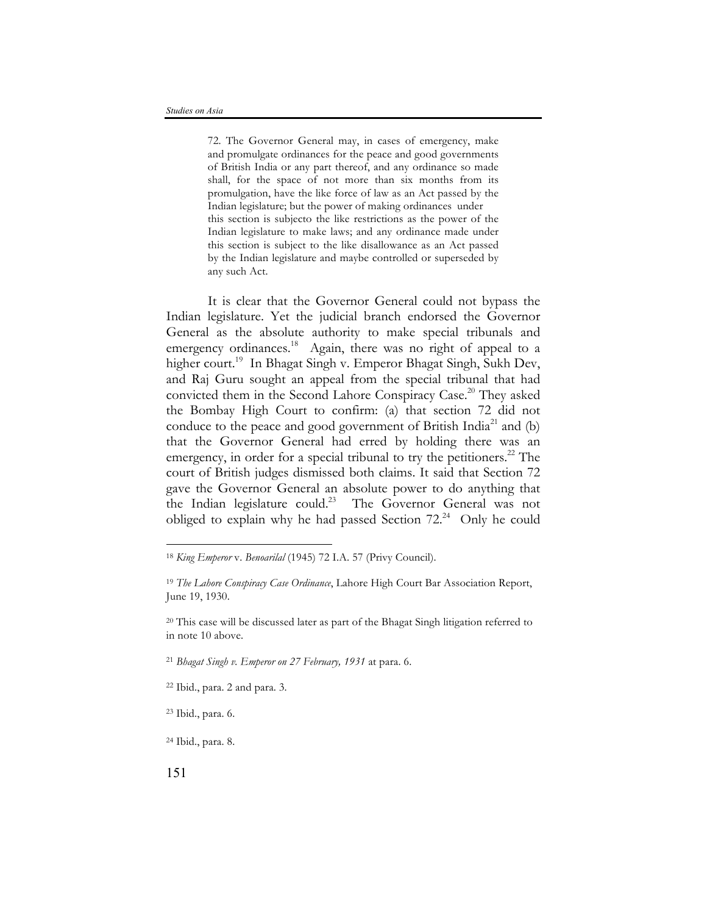> 72. The Governor General may, in cases of emergency, make and promulgate ordinances for the peace and good governments of British India or any part thereof, and any ordinance so made shall, for the space of not more than six months from its promulgation, have the like force of law as an Act passed by the Indian legislature; but the power of making ordinances under this section is subjecto the like restrictions as the power of the Indian legislature to make laws; and any ordinance made under this section is subject to the like disallowance as an Act passed by the Indian legislature and maybe controlled or superseded by any such Act.

It is clear that the Governor General could not bypass the Indian legislature. Yet the judicial branch endorsed the Governor General as the absolute authority to make special tribunals and emergency ordinances.[18] Again, there was no right of appeal to a higher court.[19] In Bhagat Singh v. Emperor Bhagat Singh, Sukh Dev, and Raj Guru sought an appeal from the special tribunal that had convicted them in the Second Lahore Conspiracy Case.[20] They asked the Bombay High Court to confirm: (a) that section 72 did not conduce to the peace and good government of British India[21] and (b) that the Governor General had erred by holding there was an emergency, in order for a special tribunal to try the petitioners.[22] The court of British judges dismissed both claims. It said that Section 72 gave the Governor General an absolute power to do anything that the Indian legislature could.[23] The Governor General was not obliged to explain why he had passed Section 72.[24] Only he could

---

[18] *King Emperor* v. *Benoarilal* (1945) 72 I.A. 57 (Privy Council).

[19] *The Lahore Conspiracy Case Ordinance*, Lahore High Court Bar Association Report, June 19, 1930.

[20] This case will be discussed later as part of the Bhagat Singh litigation referred to in note 10 above.

[21] *Bhagat Singh v. Emperor on 27 February, 1931* at para. 6.

[22] Ibid., para. 2 and para. 3.

[23] Ibid., para. 6.

[24] Ibid., para. 8.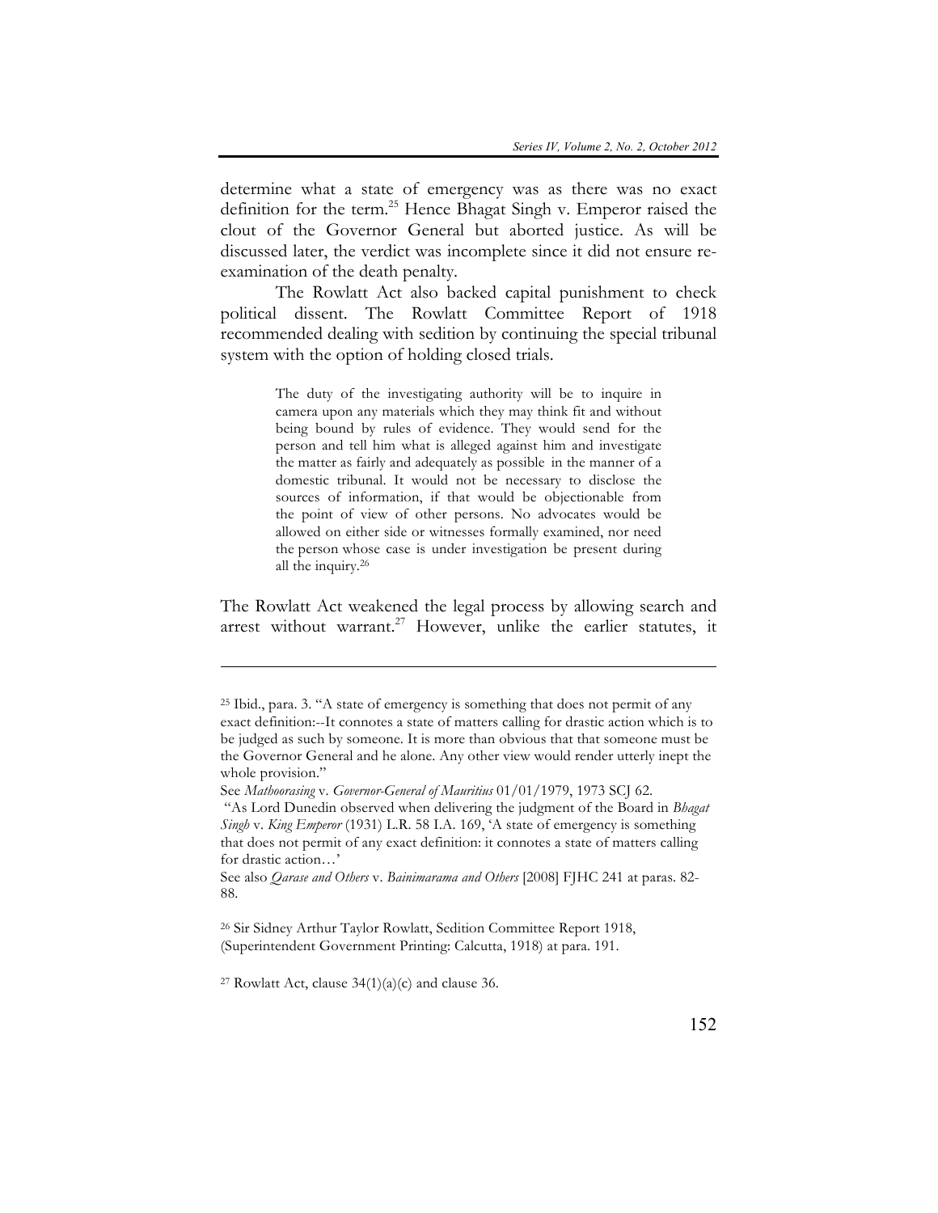determine what a state of emergency was as there was no exact definition for the term.[25] Hence Bhagat Singh v. Emperor raised the clout of the Governor General but aborted justice. As will be discussed later, the verdict was incomplete since it did not ensure re-examination of the death penalty.

The Rowlatt Act also backed capital punishment to check political dissent. The Rowlatt Committee Report of 1918 recommended dealing with sedition by continuing the special tribunal system with the option of holding closed trials.

> The duty of the investigating authority will be to inquire in camera upon any materials which they may think fit and without being bound by rules of evidence. They would send for the person and tell him what is alleged against him and investigate the matter as fairly and adequately as possible in the manner of a domestic tribunal. It would not be necessary to disclose the sources of information, if that would be objectionable from the point of view of other persons. No advocates would be allowed on either side or witnesses formally examined, nor need the person whose case is under investigation be present during all the inquiry.[26]

The Rowlatt Act weakened the legal process by allowing search and arrest without warrant.[27] However, unlike the earlier statutes, it

---

[25] Ibid., para. 3. "A state of emergency is something that does not permit of any exact definition:--It connotes a state of matters calling for drastic action which is to be judged as such by someone. It is more than obvious that that someone must be the Governor General and he alone. Any other view would render utterly inept the whole provision."

See *Mathoorasing* v. *Governor-General of Mauritius* 01/01/1979, 1973 SCJ 62.

"As Lord Dunedin observed when delivering the judgment of the Board in *Bhagat Singh* v. *King Emperor* (1931) L.R. 58 I.A. 169, 'A state of emergency is something that does not permit of any exact definition: it connotes a state of matters calling for drastic action…'

See also *Qarase and Others* v. *Bainimarama and Others* [2008] FJHC 241 at paras. 82-88.

[26] Sir Sidney Arthur Taylor Rowlatt, Sedition Committee Report 1918, (Superintendent Government Printing: Calcutta, 1918) at para. 191.

[27] Rowlatt Act, clause 34(1)(a)(c) and clause 36.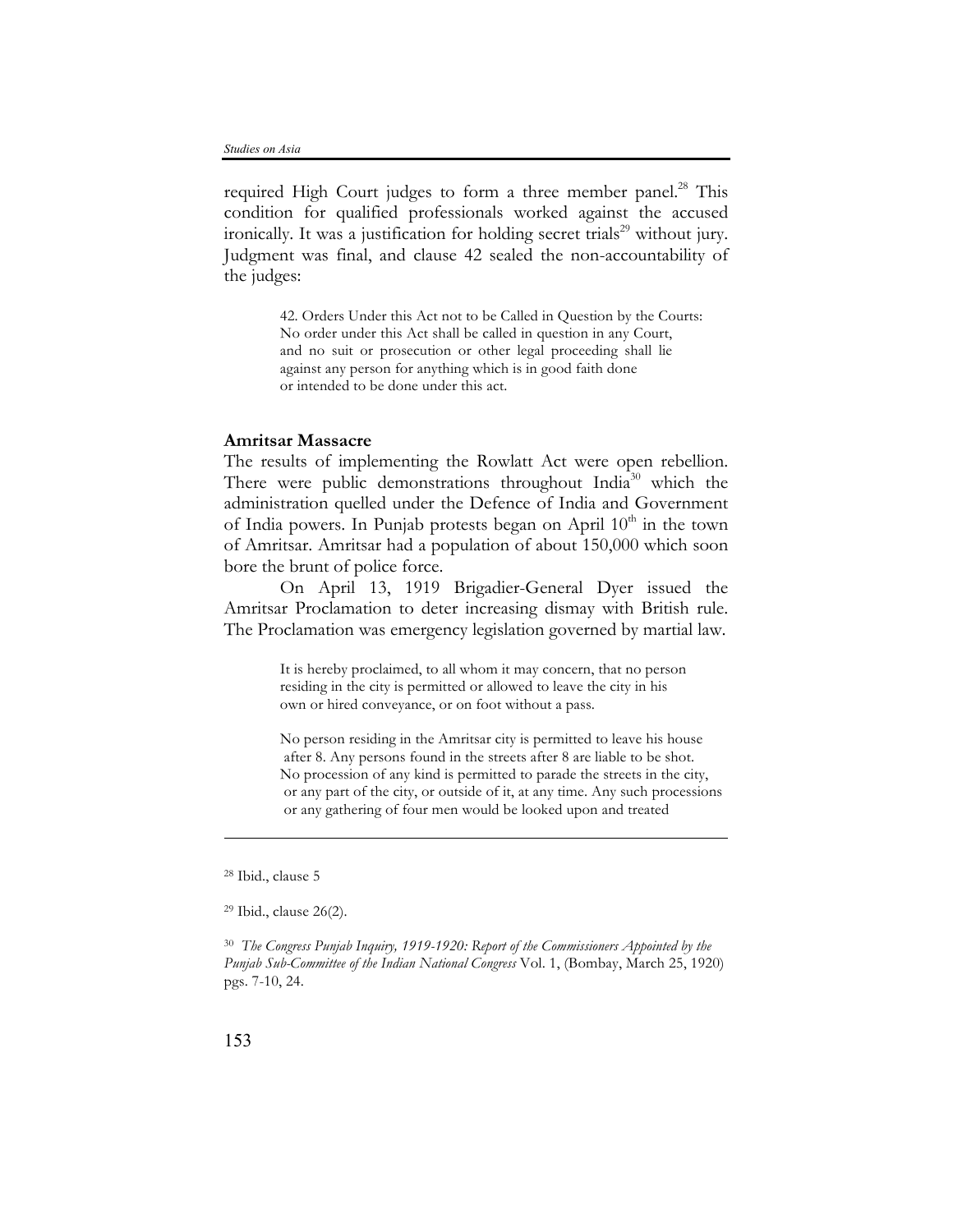required High Court judges to form a three member panel.[28] This condition for qualified professionals worked against the accused ironically. It was a justification for holding secret trials[29] without jury. Judgment was final, and clause 42 sealed the non-accountability of the judges:

> 42. Orders Under this Act not to be Called in Question by the Courts: No order under this Act shall be called in question in any Court, and no suit or prosecution or other legal proceeding shall lie against any person for anything which is in good faith done or intended to be done under this act.

**Amritsar Massacre**

The results of implementing the Rowlatt Act were open rebellion. There were public demonstrations throughout India[30] which the administration quelled under the Defence of India and Government of India powers. In Punjab protests began on April 10th in the town of Amritsar. Amritsar had a population of about 150,000 which soon bore the brunt of police force.

On April 13, 1919 Brigadier-General Dyer issued the Amritsar Proclamation to deter increasing dismay with British rule. The Proclamation was emergency legislation governed by martial law.

> It is hereby proclaimed, to all whom it may concern, that no person residing in the city is permitted or allowed to leave the city in his own or hired conveyance, or on foot without a pass.
>
> No person residing in the Amritsar city is permitted to leave his house after 8. Any persons found in the streets after 8 are liable to be shot. No procession of any kind is permitted to parade the streets in the city, or any part of the city, or outside of it, at any time. Any such processions or any gathering of four men would be looked upon and treated

---

[28] Ibid., clause 5

[29] Ibid., clause 26(2).

[30] *The Congress Punjab Inquiry, 1919-1920: Report of the Commissioners Appointed by the Punjab Sub-Committee of the Indian National Congress* Vol. 1, (Bombay, March 25, 1920) pgs. 7-10, 24.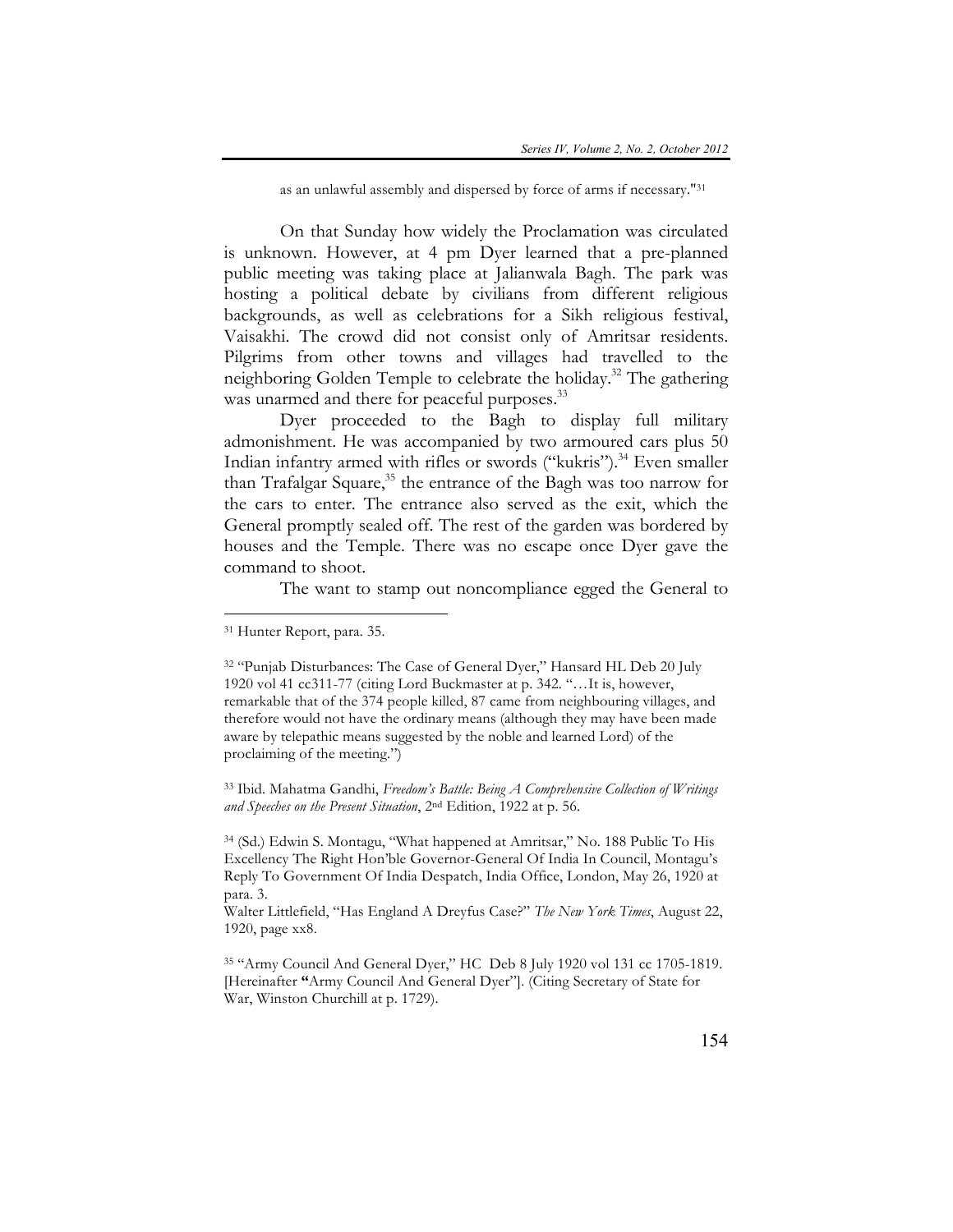as an unlawful assembly and dispersed by force of arms if necessary."[31]

On that Sunday how widely the Proclamation was circulated is unknown. However, at 4 pm Dyer learned that a pre-planned public meeting was taking place at Jalianwala Bagh. The park was hosting a political debate by civilians from different religious backgrounds, as well as celebrations for a Sikh religious festival, Vaisakhi. The crowd did not consist only of Amritsar residents. Pilgrims from other towns and villages had travelled to the neighboring Golden Temple to celebrate the holiday.[32] The gathering was unarmed and there for peaceful purposes.[33]

Dyer proceeded to the Bagh to display full military admonishment. He was accompanied by two armoured cars plus 50 Indian infantry armed with rifles or swords ("kukris").[34] Even smaller than Trafalgar Square,[35] the entrance of the Bagh was too narrow for the cars to enter. The entrance also served as the exit, which the General promptly sealed off. The rest of the garden was bordered by houses and the Temple. There was no escape once Dyer gave the command to shoot.

The want to stamp out noncompliance egged the General to

---

[31] Hunter Report, para. 35.

[32] "Punjab Disturbances: The Case of General Dyer," Hansard HL Deb 20 July 1920 vol 41 cc311-77 (citing Lord Buckmaster at p. 342. "…It is, however, remarkable that of the 374 people killed, 87 came from neighbouring villages, and therefore would not have the ordinary means (although they may have been made aware by telepathic means suggested by the noble and learned Lord) of the proclaiming of the meeting.")

[33] Ibid. Mahatma Gandhi, *Freedom's Battle: Being A Comprehensive Collection of Writings and Speeches on the Present Situation*, 2nd Edition, 1922 at p. 56.

[34] (Sd.) Edwin S. Montagu, "What happened at Amritsar," No. 188 Public To His Excellency The Right Hon'ble Governor-General Of India In Council, Montagu's Reply To Government Of India Despatch, India Office, London, May 26, 1920 at para. 3.
Walter Littlefield, "Has England A Dreyfus Case?" *The New York Times*, August 22, 1920, page xx8.

[35] "Army Council And General Dyer," HC Deb 8 July 1920 vol 131 cc 1705-1819. [Hereinafter **"**Army Council And General Dyer"]. (Citing Secretary of State for War, Winston Churchill at p. 1729).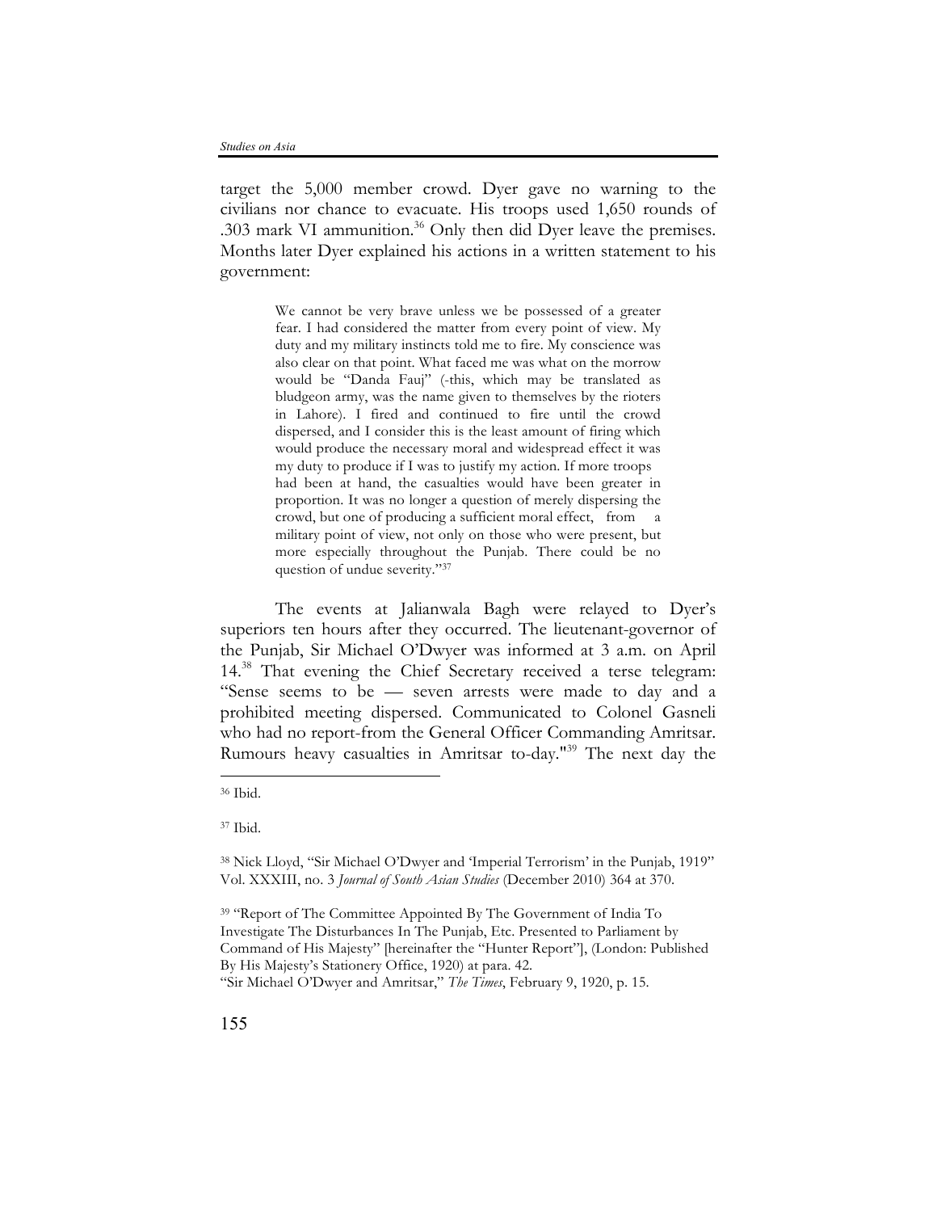target the 5,000 member crowd. Dyer gave no warning to the civilians nor chance to evacuate. His troops used 1,650 rounds of .303 mark VI ammunition.[36] Only then did Dyer leave the premises. Months later Dyer explained his actions in a written statement to his government:

> We cannot be very brave unless we be possessed of a greater fear. I had considered the matter from every point of view. My duty and my military instincts told me to fire. My conscience was also clear on that point. What faced me was what on the morrow would be "Danda Fauj" (-this, which may be translated as bludgeon army, was the name given to themselves by the rioters in Lahore). I fired and continued to fire until the crowd dispersed, and I consider this is the least amount of firing which would produce the necessary moral and widespread effect it was my duty to produce if I was to justify my action. If more troops had been at hand, the casualties would have been greater in proportion. It was no longer a question of merely dispersing the crowd, but one of producing a sufficient moral effect, from a military point of view, not only on those who were present, but more especially throughout the Punjab. There could be no question of undue severity."[37]

The events at Jalianwala Bagh were relayed to Dyer's superiors ten hours after they occurred. The lieutenant-governor of the Punjab, Sir Michael O'Dwyer was informed at 3 a.m. on April 14.[38] That evening the Chief Secretary received a terse telegram: "Sense seems to be — seven arrests were made to day and a prohibited meeting dispersed. Communicated to Colonel Gasneli who had no report-from the General Officer Commanding Amritsar. Rumours heavy casualties in Amritsar to-day."[39] The next day the

---

[36] Ibid.

[37] Ibid.

[38] Nick Lloyd, "Sir Michael O'Dwyer and 'Imperial Terrorism' in the Punjab, 1919" Vol. XXXIII, no. 3 *Journal of South Asian Studies* (December 2010) 364 at 370.

[39] "Report of The Committee Appointed By The Government of India To Investigate The Disturbances In The Punjab, Etc. Presented to Parliament by Command of His Majesty" [hereinafter the "Hunter Report"], (London: Published By His Majesty's Stationery Office, 1920) at para. 42.
"Sir Michael O'Dwyer and Amritsar," *The Times*, February 9, 1920, p. 15.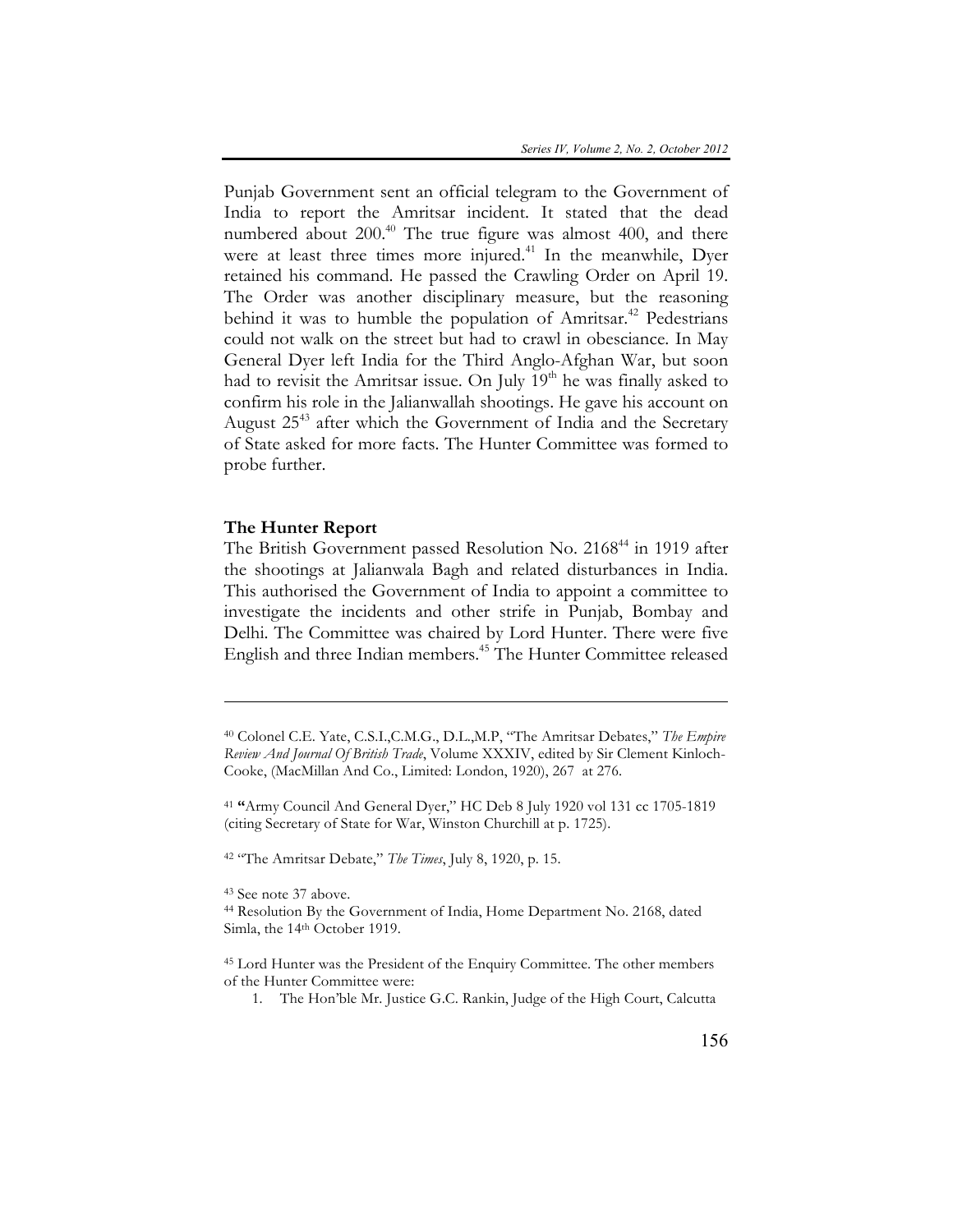Punjab Government sent an official telegram to the Government of India to report the Amritsar incident. It stated that the dead numbered about 200.[40] The true figure was almost 400, and there were at least three times more injured.[41] In the meanwhile, Dyer retained his command. He passed the Crawling Order on April 19. The Order was another disciplinary measure, but the reasoning behind it was to humble the population of Amritsar.[42] Pedestrians could not walk on the street but had to crawl in obesciance. In May General Dyer left India for the Third Anglo-Afghan War, but soon had to revisit the Amritsar issue. On July 19th he was finally asked to confirm his role in the Jalianwallah shootings. He gave his account on August 25[43] after which the Government of India and the Secretary of State asked for more facts. The Hunter Committee was formed to probe further.

**The Hunter Report**

The British Government passed Resolution No. 2168[44] in 1919 after the shootings at Jalianwala Bagh and related disturbances in India. This authorised the Government of India to appoint a committee to investigate the incidents and other strife in Punjab, Bombay and Delhi. The Committee was chaired by Lord Hunter. There were five English and three Indian members.[45] The Hunter Committee released

---

[40] Colonel C.E. Yate, C.S.I.,C.M.G., D.L.,M.P, "The Amritsar Debates," *The Empire Review And Journal Of British Trade*, Volume XXXIV, edited by Sir Clement Kinloch-Cooke, (MacMillan And Co., Limited: London, 1920), 267 at 276.

[41] **"**Army Council And General Dyer," HC Deb 8 July 1920 vol 131 cc 1705-1819 (citing Secretary of State for War, Winston Churchill at p. 1725).

[42] "The Amritsar Debate," *The Times*, July 8, 1920, p. 15.

[43] See note 37 above.

[44] Resolution By the Government of India, Home Department No. 2168, dated Simla, the 14th October 1919.

[45] Lord Hunter was the President of the Enquiry Committee. The other members of the Hunter Committee were:

1. The Hon'ble Mr. Justice G.C. Rankin, Judge of the High Court, Calcutta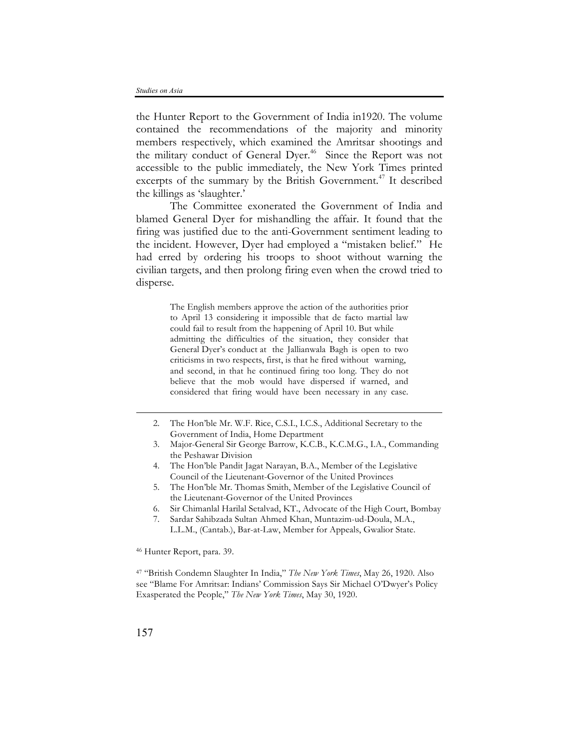the Hunter Report to the Government of India in1920. The volume contained the recommendations of the majority and minority members respectively, which examined the Amritsar shootings and the military conduct of General Dyer.[46] Since the Report was not accessible to the public immediately, the New York Times printed excerpts of the summary by the British Government.[47] It described the killings as 'slaughter.'

The Committee exonerated the Government of India and blamed General Dyer for mishandling the affair. It found that the firing was justified due to the anti-Government sentiment leading to the incident. However, Dyer had employed a "mistaken belief." He had erred by ordering his troops to shoot without warning the civilian targets, and then prolong firing even when the crowd tried to disperse.

> The English members approve the action of the authorities prior to April 13 considering it impossible that de facto martial law could fail to result from the happening of April 10. But while admitting the difficulties of the situation, they consider that General Dyer's conduct at the Jallianwala Bagh is open to two criticisms in two respects, first, is that he fired without warning, and second, in that he continued firing too long. They do not believe that the mob would have dispersed if warned, and considered that firing would have been necessary in any case.

---

2. The Hon'ble Mr. W.F. Rice, C.S.I., I.C.S., Additional Secretary to the Government of India, Home Department
3. Major-General Sir George Barrow, K.C.B., K.C.M.G., I.A., Commanding the Peshawar Division
4. The Hon'ble Pandit Jagat Narayan, B.A., Member of the Legislative Council of the Lieutenant-Governor of the United Provinces
5. The Hon'ble Mr. Thomas Smith, Member of the Legislative Council of the Lieutenant-Governor of the United Provinces
6. Sir Chimanlal Harilal Setalvad, KT., Advocate of the High Court, Bombay
7. Sardar Sahibzada Sultan Ahmed Khan, Muntazim-ud-Doula, M.A., L.L.M., (Cantab.), Bar-at-Law, Member for Appeals, Gwalior State.

[46] Hunter Report, para. 39.

[47] "British Condemn Slaughter In India," *The New York Times*, May 26, 1920. Also see "Blame For Amritsar: Indians' Commission Says Sir Michael O'Dwyer's Policy Exasperated the People," *The New York Times*, May 30, 1920.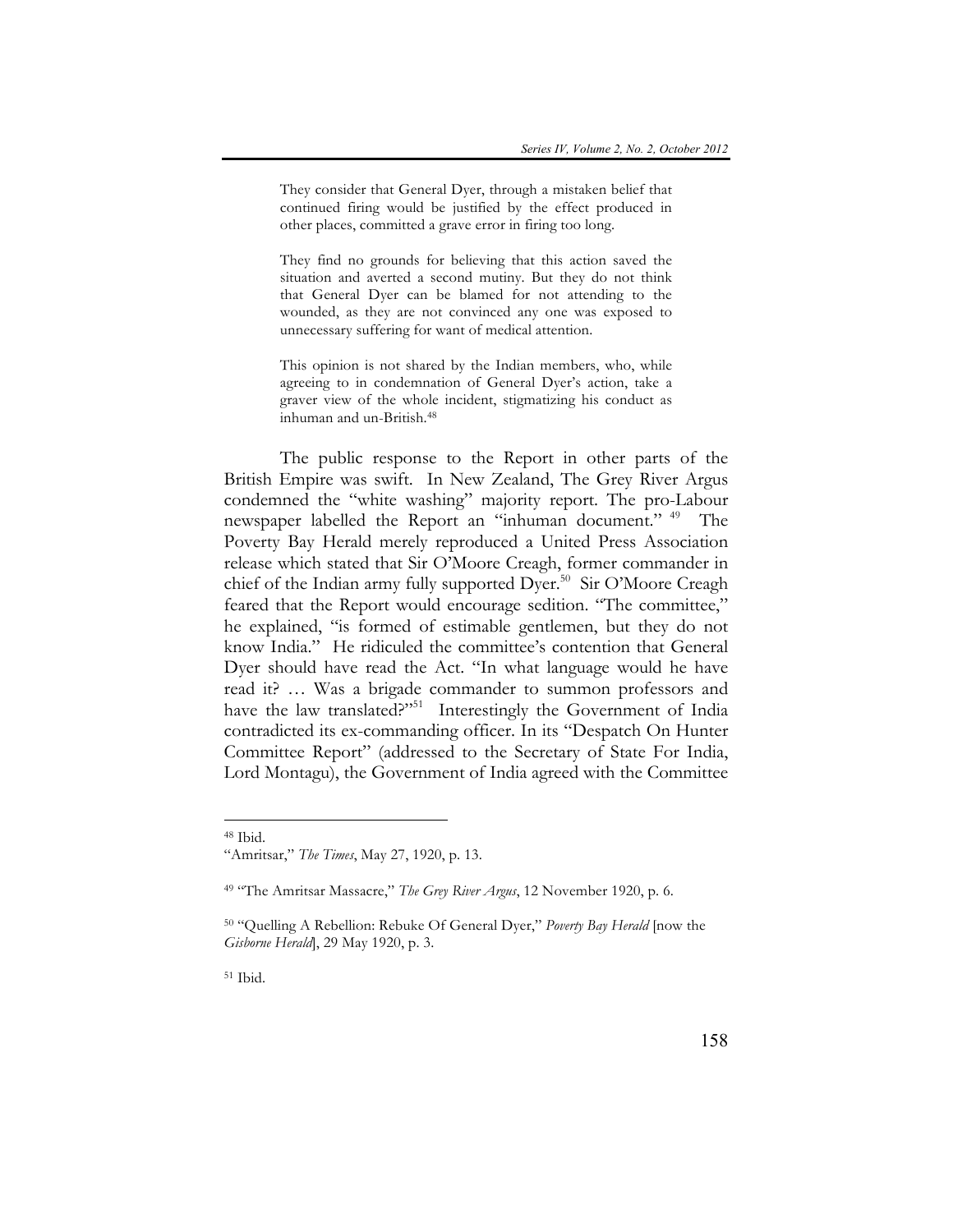> They consider that General Dyer, through a mistaken belief that continued firing would be justified by the effect produced in other places, committed a grave error in firing too long.
>
> They find no grounds for believing that this action saved the situation and averted a second mutiny. But they do not think that General Dyer can be blamed for not attending to the wounded, as they are not convinced any one was exposed to unnecessary suffering for want of medical attention.
>
> This opinion is not shared by the Indian members, who, while agreeing to in condemnation of General Dyer's action, take a graver view of the whole incident, stigmatizing his conduct as inhuman and un-British.[48]

The public response to the Report in other parts of the British Empire was swift. In New Zealand, The Grey River Argus condemned the "white washing" majority report. The pro-Labour newspaper labelled the Report an "inhuman document." [49] The Poverty Bay Herald merely reproduced a United Press Association release which stated that Sir O'Moore Creagh, former commander in chief of the Indian army fully supported Dyer.[50] Sir O'Moore Creagh feared that the Report would encourage sedition. "The committee," he explained, "is formed of estimable gentlemen, but they do not know India." He ridiculed the committee's contention that General Dyer should have read the Act. "In what language would he have read it? … Was a brigade commander to summon professors and have the law translated?"[51] Interestingly the Government of India contradicted its ex-commanding officer. In its "Despatch On Hunter Committee Report" (addressed to the Secretary of State For India, Lord Montagu), the Government of India agreed with the Committee

---

[48] Ibid.
"Amritsar," *The Times*, May 27, 1920, p. 13.

[49] "The Amritsar Massacre," *The Grey River Argus*, 12 November 1920, p. 6.

[50] "Quelling A Rebellion: Rebuke Of General Dyer," *Poverty Bay Herald* [now the *Gisborne Herald*], 29 May 1920, p. 3.

[51] Ibid.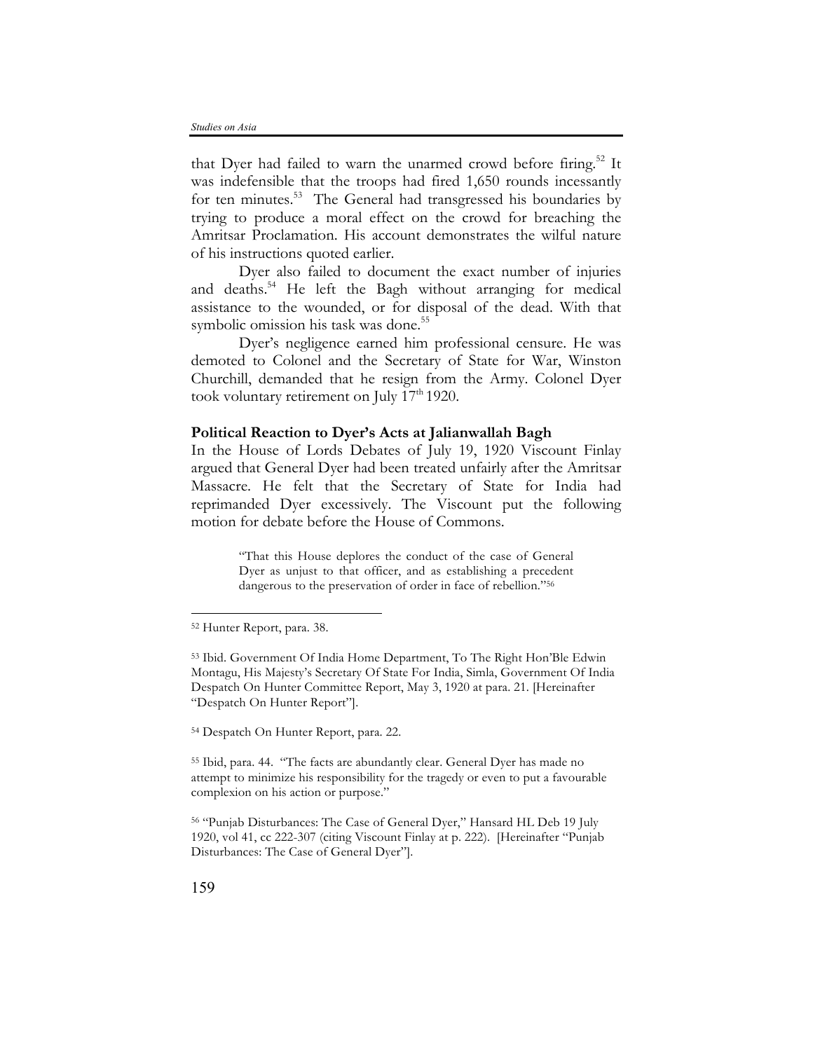that Dyer had failed to warn the unarmed crowd before firing.[52] It was indefensible that the troops had fired 1,650 rounds incessantly for ten minutes.[53] The General had transgressed his boundaries by trying to produce a moral effect on the crowd for breaching the Amritsar Proclamation. His account demonstrates the wilful nature of his instructions quoted earlier.

Dyer also failed to document the exact number of injuries and deaths.[54] He left the Bagh without arranging for medical assistance to the wounded, or for disposal of the dead. With that symbolic omission his task was done.[55]

Dyer's negligence earned him professional censure. He was demoted to Colonel and the Secretary of State for War, Winston Churchill, demanded that he resign from the Army. Colonel Dyer took voluntary retirement on July 17th 1920.

**Political Reaction to Dyer's Acts at Jalianwallah Bagh**

In the House of Lords Debates of July 19, 1920 Viscount Finlay argued that General Dyer had been treated unfairly after the Amritsar Massacre. He felt that the Secretary of State for India had reprimanded Dyer excessively. The Viscount put the following motion for debate before the House of Commons.

> "That this House deplores the conduct of the case of General Dyer as unjust to that officer, and as establishing a precedent dangerous to the preservation of order in face of rebellion."[56]

---

[52] Hunter Report, para. 38.

[53] Ibid. Government Of India Home Department, To The Right Hon'Ble Edwin Montagu, His Majesty's Secretary Of State For India, Simla, Government Of India Despatch On Hunter Committee Report, May 3, 1920 at para. 21. [Hereinafter "Despatch On Hunter Report"].

[54] Despatch On Hunter Report, para. 22.

[55] Ibid, para. 44. "The facts are abundantly clear. General Dyer has made no attempt to minimize his responsibility for the tragedy or even to put a favourable complexion on his action or purpose."

[56] "Punjab Disturbances: The Case of General Dyer," Hansard HL Deb 19 July 1920, vol 41, cc 222-307 (citing Viscount Finlay at p. 222). [Hereinafter "Punjab Disturbances: The Case of General Dyer"].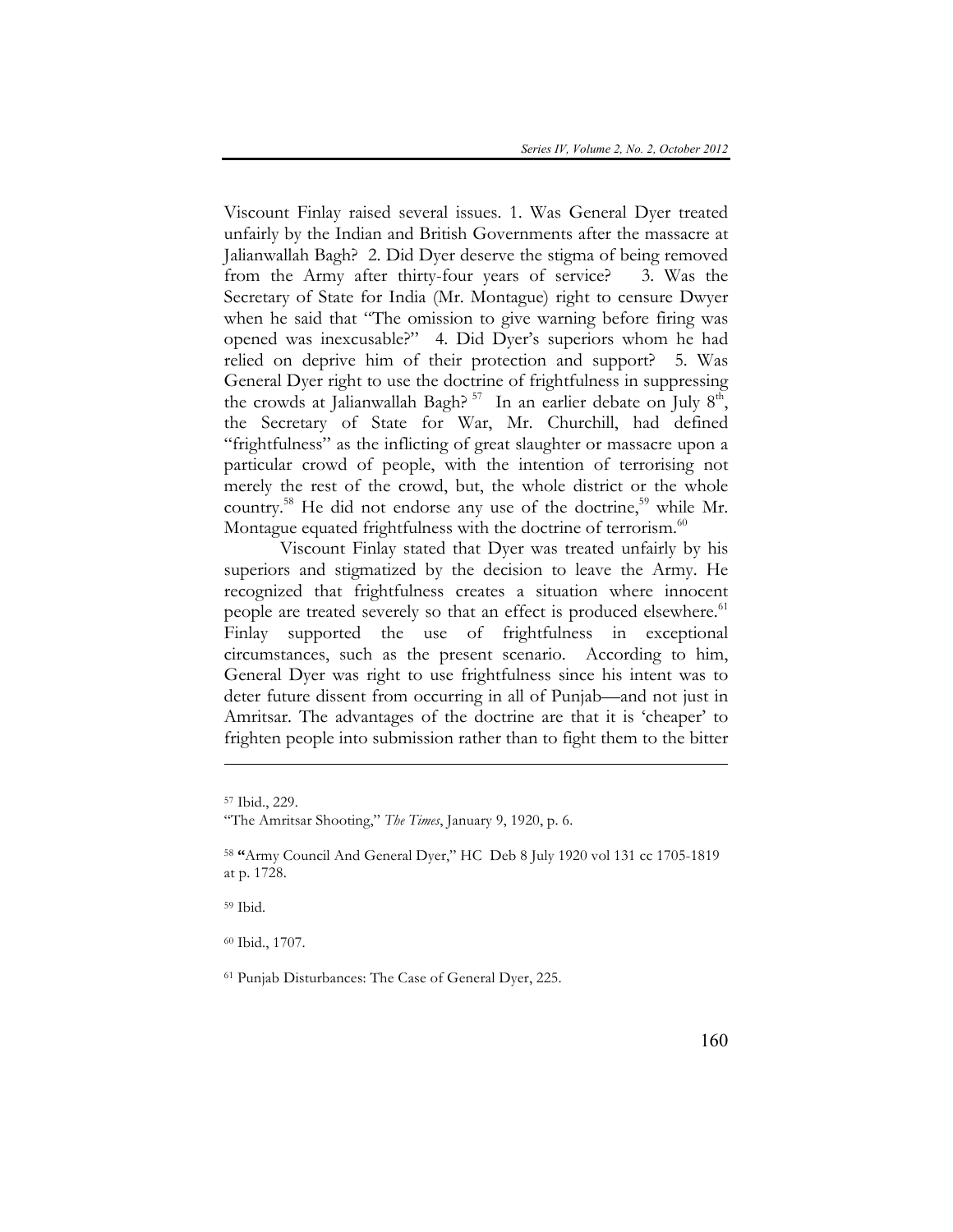Viscount Finlay raised several issues. 1. Was General Dyer treated unfairly by the Indian and British Governments after the massacre at Jalianwallah Bagh? 2. Did Dyer deserve the stigma of being removed from the Army after thirty-four years of service? 3. Was the Secretary of State for India (Mr. Montague) right to censure Dwyer when he said that "The omission to give warning before firing was opened was inexcusable?" 4. Did Dyer's superiors whom he had relied on deprive him of their protection and support? 5. Was General Dyer right to use the doctrine of frightfulness in suppressing the crowds at Jalianwallah Bagh?[57] In an earlier debate on July 8th, the Secretary of State for War, Mr. Churchill, had defined "frightfulness" as the inflicting of great slaughter or massacre upon a particular crowd of people, with the intention of terrorising not merely the rest of the crowd, but, the whole district or the whole country.[58] He did not endorse any use of the doctrine,[59] while Mr. Montague equated frightfulness with the doctrine of terrorism.[60]

Viscount Finlay stated that Dyer was treated unfairly by his superiors and stigmatized by the decision to leave the Army. He recognized that frightfulness creates a situation where innocent people are treated severely so that an effect is produced elsewhere.[61] Finlay supported the use of frightfulness in exceptional circumstances, such as the present scenario. According to him, General Dyer was right to use frightfulness since his intent was to deter future dissent from occurring in all of Punjab—and not just in Amritsar. The advantages of the doctrine are that it is 'cheaper' to frighten people into submission rather than to fight them to the bitter

---

[57] Ibid., 229.

"The Amritsar Shooting," *The Times*, January 9, 1920, p. 6.

[58] "Army Council And General Dyer," HC Deb 8 July 1920 vol 131 cc 1705-1819 at p. 1728.

[59] Ibid.

[60] Ibid., 1707.

[61] Punjab Disturbances: The Case of General Dyer, 225.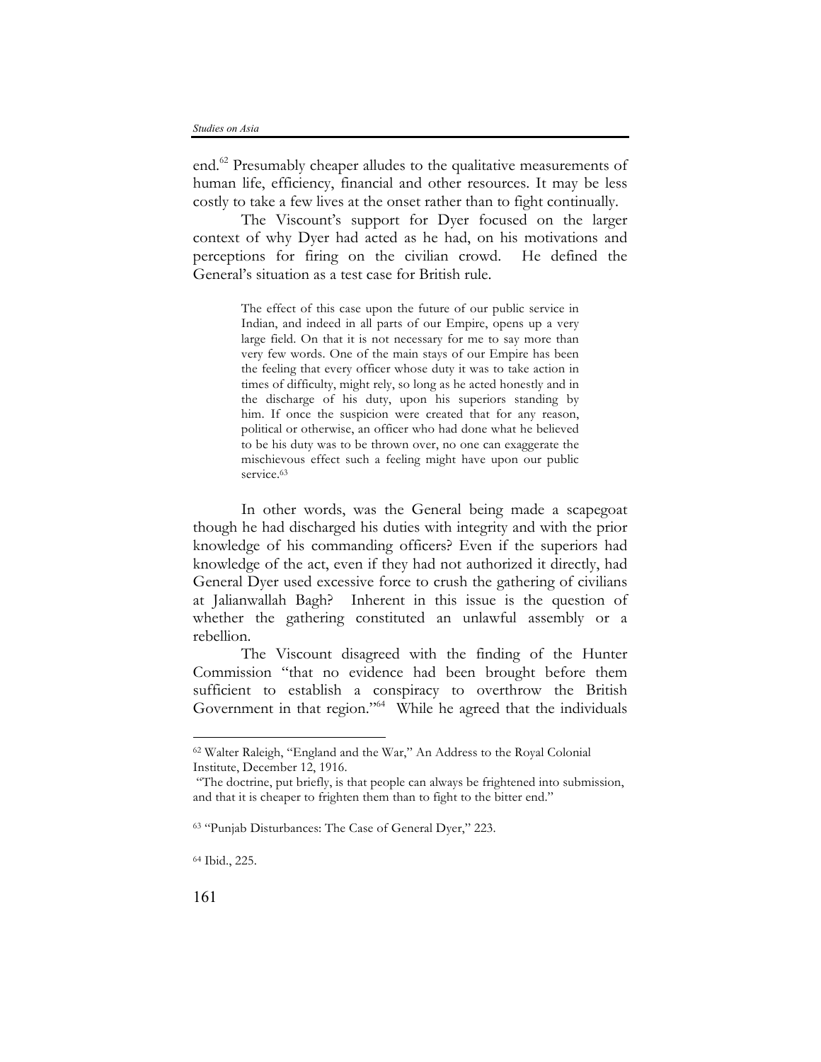end.[62] Presumably cheaper alludes to the qualitative measurements of human life, efficiency, financial and other resources. It may be less costly to take a few lives at the onset rather than to fight continually.

The Viscount's support for Dyer focused on the larger context of why Dyer had acted as he had, on his motivations and perceptions for firing on the civilian crowd. He defined the General's situation as a test case for British rule.

> The effect of this case upon the future of our public service in Indian, and indeed in all parts of our Empire, opens up a very large field. On that it is not necessary for me to say more than very few words. One of the main stays of our Empire has been the feeling that every officer whose duty it was to take action in times of difficulty, might rely, so long as he acted honestly and in the discharge of his duty, upon his superiors standing by him. If once the suspicion were created that for any reason, political or otherwise, an officer who had done what he believed to be his duty was to be thrown over, no one can exaggerate the mischievous effect such a feeling might have upon our public service.[63]

In other words, was the General being made a scapegoat though he had discharged his duties with integrity and with the prior knowledge of his commanding officers? Even if the superiors had knowledge of the act, even if they had not authorized it directly, had General Dyer used excessive force to crush the gathering of civilians at Jalianwallah Bagh? Inherent in this issue is the question of whether the gathering constituted an unlawful assembly or a rebellion.

The Viscount disagreed with the finding of the Hunter Commission "that no evidence had been brought before them sufficient to establish a conspiracy to overthrow the British Government in that region."[64] While he agreed that the individuals

---

[62] Walter Raleigh, "England and the War," An Address to the Royal Colonial Institute, December 12, 1916.

"The doctrine, put briefly, is that people can always be frightened into submission, and that it is cheaper to frighten them than to fight to the bitter end."

[63] "Punjab Disturbances: The Case of General Dyer," 223.

[64] Ibid., 225.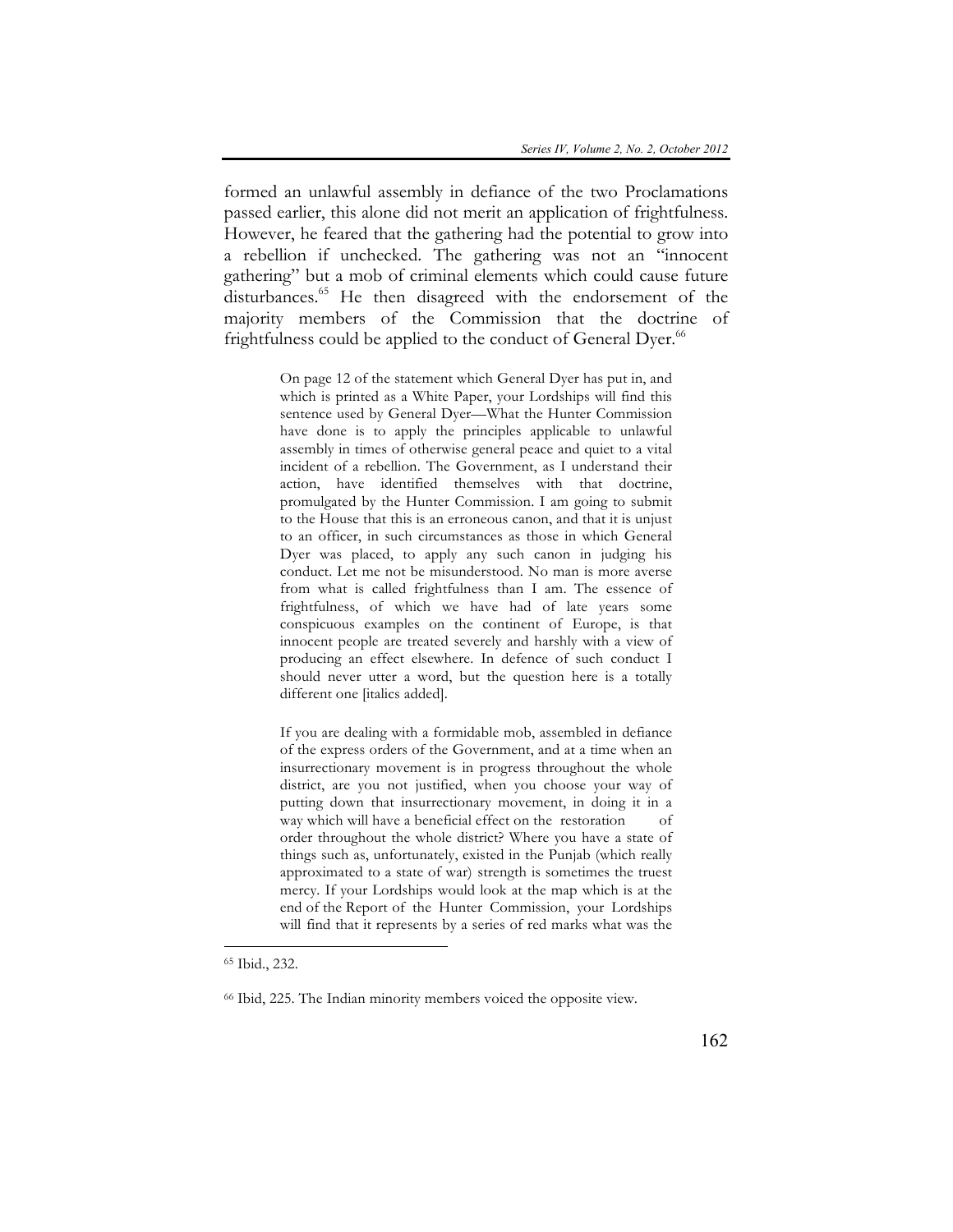formed an unlawful assembly in defiance of the two Proclamations passed earlier, this alone did not merit an application of frightfulness. However, he feared that the gathering had the potential to grow into a rebellion if unchecked. The gathering was not an "innocent gathering" but a mob of criminal elements which could cause future disturbances.[65] He then disagreed with the endorsement of the majority members of the Commission that the doctrine of frightfulness could be applied to the conduct of General Dyer.[66]

> On page 12 of the statement which General Dyer has put in, and which is printed as a White Paper, your Lordships will find this sentence used by General Dyer—What the Hunter Commission have done is to apply the principles applicable to unlawful assembly in times of otherwise general peace and quiet to a vital incident of a rebellion. The Government, as I understand their action, have identified themselves with that doctrine, promulgated by the Hunter Commission. I am going to submit to the House that this is an erroneous canon, and that it is unjust to an officer, in such circumstances as those in which General Dyer was placed, to apply any such canon in judging his conduct. Let me not be misunderstood. No man is more averse from what is called frightfulness than I am. The essence of frightfulness, of which we have had of late years some conspicuous examples on the continent of Europe, is that innocent people are treated severely and harshly with a view of producing an effect elsewhere. In defence of such conduct I should never utter a word, but the question here is a totally different one [italics added].
>
> If you are dealing with a formidable mob, assembled in defiance of the express orders of the Government, and at a time when an insurrectionary movement is in progress throughout the whole district, are you not justified, when you choose your way of putting down that insurrectionary movement, in doing it in a way which will have a beneficial effect on the restoration of order throughout the whole district? Where you have a state of things such as, unfortunately, existed in the Punjab (which really approximated to a state of war) strength is sometimes the truest mercy. If your Lordships would look at the map which is at the end of the Report of the Hunter Commission, your Lordships will find that it represents by a series of red marks what was the

---

[65] Ibid., 232.

[66] Ibid, 225. The Indian minority members voiced the opposite view.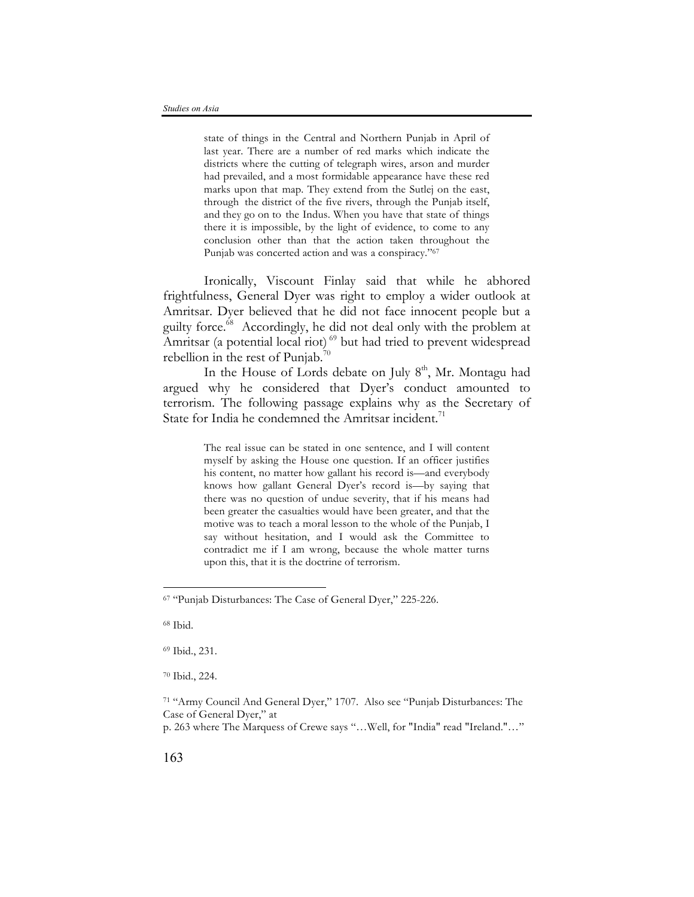> state of things in the Central and Northern Punjab in April of last year. There are a number of red marks which indicate the districts where the cutting of telegraph wires, arson and murder had prevailed, and a most formidable appearance have these red marks upon that map. They extend from the Sutlej on the east, through the district of the five rivers, through the Punjab itself, and they go on to the Indus. When you have that state of things there it is impossible, by the light of evidence, to come to any conclusion other than that the action taken throughout the Punjab was concerted action and was a conspiracy."[67]

Ironically, Viscount Finlay said that while he abhored frightfulness, General Dyer was right to employ a wider outlook at Amritsar. Dyer believed that he did not face innocent people but a guilty force.[68] Accordingly, he did not deal only with the problem at Amritsar (a potential local riot)[69] but had tried to prevent widespread rebellion in the rest of Punjab.[70]

In the House of Lords debate on July 8th, Mr. Montagu had argued why he considered that Dyer's conduct amounted to terrorism. The following passage explains why as the Secretary of State for India he condemned the Amritsar incident.[71]

> The real issue can be stated in one sentence, and I will content myself by asking the House one question. If an officer justifies his content, no matter how gallant his record is—and everybody knows how gallant General Dyer's record is—by saying that there was no question of undue severity, that if his means had been greater the casualties would have been greater, and that the motive was to teach a moral lesson to the whole of the Punjab, I say without hesitation, and I would ask the Committee to contradict me if I am wrong, because the whole matter turns upon this, that it is the doctrine of terrorism.

---

[67] "Punjab Disturbances: The Case of General Dyer," 225-226.

[68] Ibid.

[69] Ibid., 231.

[70] Ibid., 224.

[71] "Army Council And General Dyer," 1707. Also see "Punjab Disturbances: The Case of General Dyer," at p. 263 where The Marquess of Crewe says "…Well, for "India" read "Ireland."…"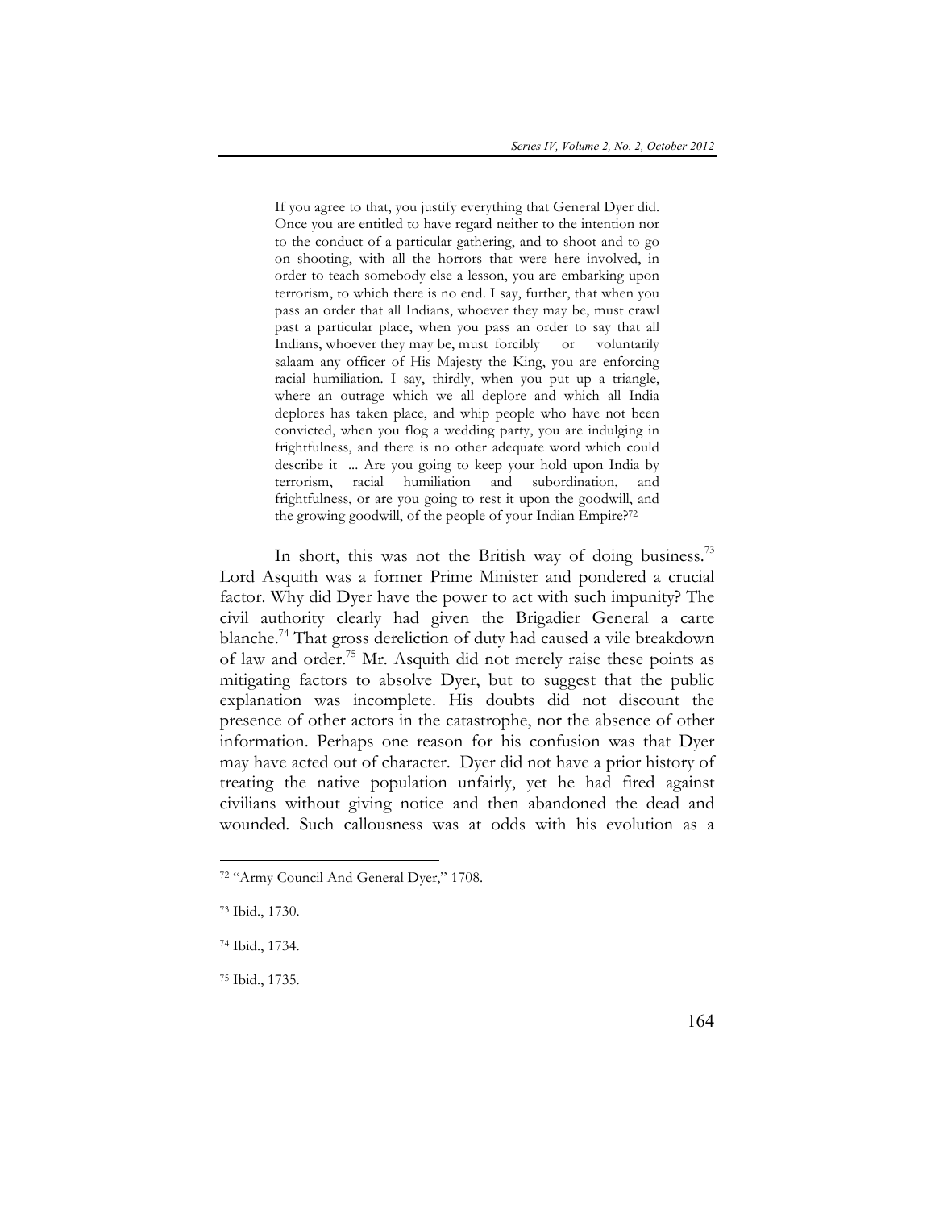> If you agree to that, you justify everything that General Dyer did. Once you are entitled to have regard neither to the intention nor to the conduct of a particular gathering, and to shoot and to go on shooting, with all the horrors that were here involved, in order to teach somebody else a lesson, you are embarking upon terrorism, to which there is no end. I say, further, that when you pass an order that all Indians, whoever they may be, must crawl past a particular place, when you pass an order to say that all Indians, whoever they may be, must forcibly or voluntarily salaam any officer of His Majesty the King, you are enforcing racial humiliation. I say, thirdly, when you put up a triangle, where an outrage which we all deplore and which all India deplores has taken place, and whip people who have not been convicted, when you flog a wedding party, you are indulging in frightfulness, and there is no other adequate word which could describe it ... Are you going to keep your hold upon India by terrorism, racial humiliation and subordination, and frightfulness, or are you going to rest it upon the goodwill, and the growing goodwill, of the people of your Indian Empire?[72]

In short, this was not the British way of doing business.[73] Lord Asquith was a former Prime Minister and pondered a crucial factor. Why did Dyer have the power to act with such impunity? The civil authority clearly had given the Brigadier General a carte blanche.[74] That gross dereliction of duty had caused a vile breakdown of law and order.[75] Mr. Asquith did not merely raise these points as mitigating factors to absolve Dyer, but to suggest that the public explanation was incomplete. His doubts did not discount the presence of other actors in the catastrophe, nor the absence of other information. Perhaps one reason for his confusion was that Dyer may have acted out of character. Dyer did not have a prior history of treating the native population unfairly, yet he had fired against civilians without giving notice and then abandoned the dead and wounded. Such callousness was at odds with his evolution as a

---

[72] "Army Council And General Dyer," 1708.

[73] Ibid., 1730.

[74] Ibid., 1734.

[75] Ibid., 1735.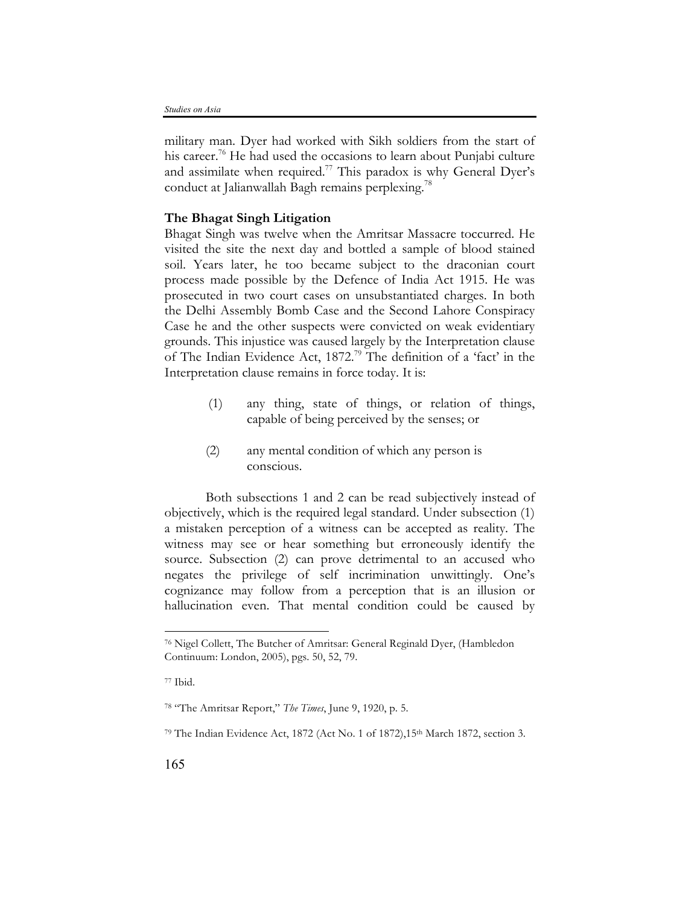military man. Dyer had worked with Sikh soldiers from the start of his career.[76] He had used the occasions to learn about Punjabi culture and assimilate when required.[77] This paradox is why General Dyer's conduct at Jalianwallah Bagh remains perplexing.[78]

**The Bhagat Singh Litigation**

Bhagat Singh was twelve when the Amritsar Massacre toccurred. He visited the site the next day and bottled a sample of blood stained soil. Years later, he too became subject to the draconian court process made possible by the Defence of India Act 1915. He was prosecuted in two court cases on unsubstantiated charges. In both the Delhi Assembly Bomb Case and the Second Lahore Conspiracy Case he and the other suspects were convicted on weak evidentiary grounds. This injustice was caused largely by the Interpretation clause of The Indian Evidence Act, 1872.[79] The definition of a 'fact' in the Interpretation clause remains in force today. It is:

> (1) any thing, state of things, or relation of things, capable of being perceived by the senses; or
>
> (2) any mental condition of which any person is conscious.

Both subsections 1 and 2 can be read subjectively instead of objectively, which is the required legal standard. Under subsection (1) a mistaken perception of a witness can be accepted as reality. The witness may see or hear something but erroneously identify the source. Subsection (2) can prove detrimental to an accused who negates the privilege of self incrimination unwittingly. One's cognizance may follow from a perception that is an illusion or hallucination even. That mental condition could be caused by

---

[76] Nigel Collett, The Butcher of Amritsar: General Reginald Dyer, (Hambledon Continuum: London, 2005), pgs. 50, 52, 79.

[77] Ibid.

[78] "The Amritsar Report," *The Times*, June 9, 1920, p. 5.

[79] The Indian Evidence Act, 1872 (Act No. 1 of 1872),15th March 1872, section 3.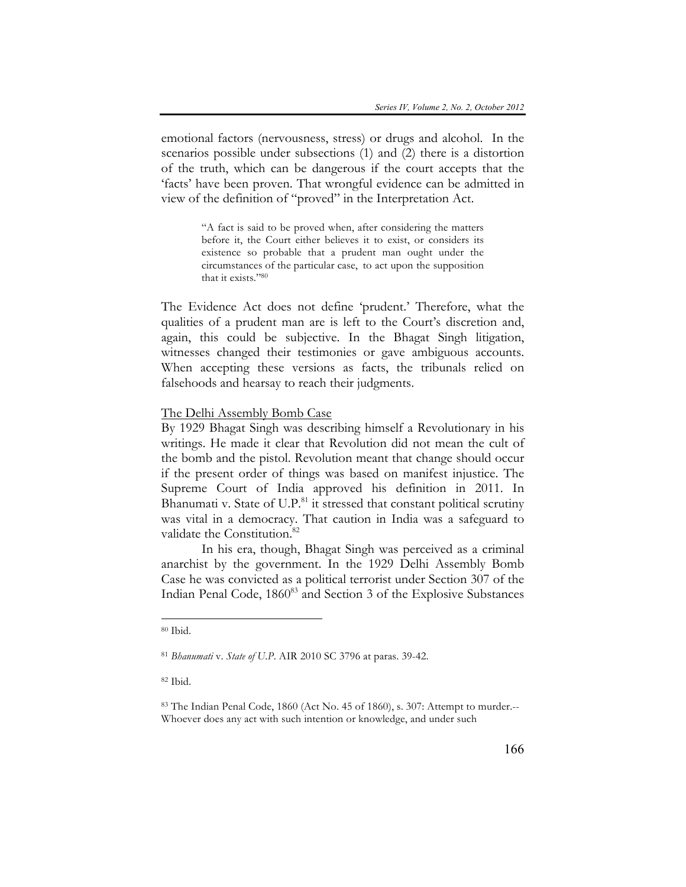emotional factors (nervousness, stress) or drugs and alcohol. In the scenarios possible under subsections (1) and (2) there is a distortion of the truth, which can be dangerous if the court accepts that the 'facts' have been proven. That wrongful evidence can be admitted in view of the definition of "proved" in the Interpretation Act.

> "A fact is said to be proved when, after considering the matters before it, the Court either believes it to exist, or considers its existence so probable that a prudent man ought under the circumstances of the particular case, to act upon the supposition that it exists."[80]

The Evidence Act does not define 'prudent.' Therefore, what the qualities of a prudent man are is left to the Court's discretion and, again, this could be subjective. In the Bhagat Singh litigation, witnesses changed their testimonies or gave ambiguous accounts. When accepting these versions as facts, the tribunals relied on falsehoods and hearsay to reach their judgments.

<u>The Delhi Assembly Bomb Case</u>

By 1929 Bhagat Singh was describing himself a Revolutionary in his writings. He made it clear that Revolution did not mean the cult of the bomb and the pistol. Revolution meant that change should occur if the present order of things was based on manifest injustice. The Supreme Court of India approved his definition in 2011. In Bhanumati v. State of U.P.[81] it stressed that constant political scrutiny was vital in a democracy. That caution in India was a safeguard to validate the Constitution.[82]

In his era, though, Bhagat Singh was perceived as a criminal anarchist by the government. In the 1929 Delhi Assembly Bomb Case he was convicted as a political terrorist under Section 307 of the Indian Penal Code, 1860[83] and Section 3 of the Explosive Substances

---

[80] Ibid.

[81] *Bhanumati* v. *State of U.P.* AIR 2010 SC 3796 at paras. 39-42.

[82] Ibid.

[83] The Indian Penal Code, 1860 (Act No. 45 of 1860), s. 307: Attempt to murder.-- Whoever does any act with such intention or knowledge, and under such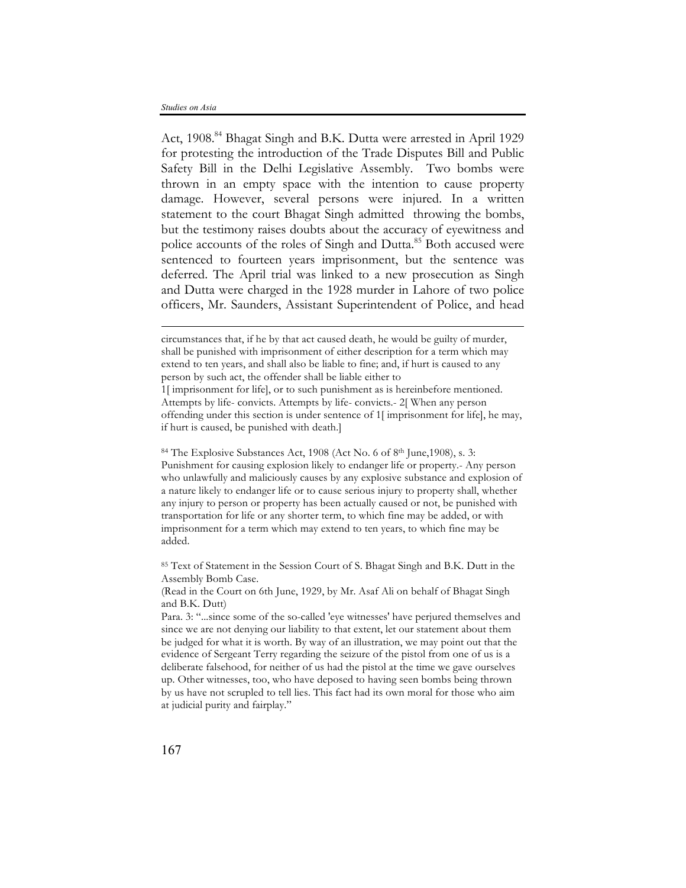Act, 1908.[84] Bhagat Singh and B.K. Dutta were arrested in April 1929 for protesting the introduction of the Trade Disputes Bill and Public Safety Bill in the Delhi Legislative Assembly. Two bombs were thrown in an empty space with the intention to cause property damage. However, several persons were injured. In a written statement to the court Bhagat Singh admitted throwing the bombs, but the testimony raises doubts about the accuracy of eyewitness and police accounts of the roles of Singh and Dutta.[85] Both accused were sentenced to fourteen years imprisonment, but the sentence was deferred. The April trial was linked to a new prosecution as Singh and Dutta were charged in the 1928 murder in Lahore of two police officers, Mr. Saunders, Assistant Superintendent of Police, and head

---

circumstances that, if he by that act caused death, he would be guilty of murder, shall be punished with imprisonment of either description for a term which may extend to ten years, and shall also be liable to fine; and, if hurt is caused to any person by such act, the offender shall be liable either to

1[ imprisonment for life], or to such punishment as is hereinbefore mentioned. Attempts by life- convicts. Attempts by life- convicts.- 2[ When any person offending under this section is under sentence of 1[ imprisonment for life], he may, if hurt is caused, be punished with death.]

[84] The Explosive Substances Act, 1908 (Act No. 6 of 8th June,1908), s. 3: Punishment for causing explosion likely to endanger life or property.- Any person who unlawfully and maliciously causes by any explosive substance and explosion of a nature likely to endanger life or to cause serious injury to property shall, whether any injury to person or property has been actually caused or not, be punished with transportation for life or any shorter term, to which fine may be added, or with imprisonment for a term which may extend to ten years, to which fine may be added.

[85] Text of Statement in the Session Court of S. Bhagat Singh and B.K. Dutt in the Assembly Bomb Case.

(Read in the Court on 6th June, 1929, by Mr. Asaf Ali on behalf of Bhagat Singh and B.K. Dutt)

Para. 3: "...since some of the so-called 'eye witnesses' have perjured themselves and since we are not denying our liability to that extent, let our statement about them be judged for what it is worth. By way of an illustration, we may point out that the evidence of Sergeant Terry regarding the seizure of the pistol from one of us is a deliberate falsehood, for neither of us had the pistol at the time we gave ourselves up. Other witnesses, too, who have deposed to having seen bombs being thrown by us have not scrupled to tell lies. This fact had its own moral for those who aim at judicial purity and fairplay."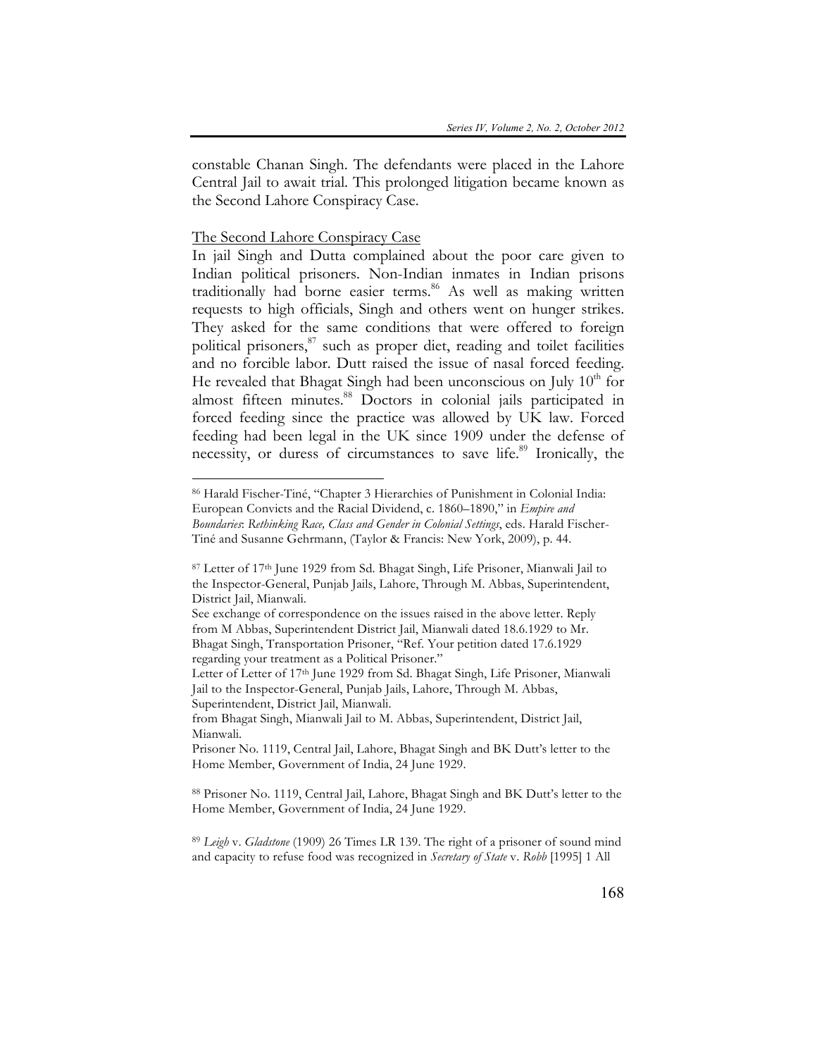constable Chanan Singh. The defendants were placed in the Lahore Central Jail to await trial. This prolonged litigation became known as the Second Lahore Conspiracy Case.

## The Second Lahore Conspiracy Case

In jail Singh and Dutta complained about the poor care given to Indian political prisoners. Non-Indian inmates in Indian prisons traditionally had borne easier terms.[86] As well as making written requests to high officials, Singh and others went on hunger strikes. They asked for the same conditions that were offered to foreign political prisoners,[87] such as proper diet, reading and toilet facilities and no forcible labor. Dutt raised the issue of nasal forced feeding. He revealed that Bhagat Singh had been unconscious on July 10th for almost fifteen minutes.[88] Doctors in colonial jails participated in forced feeding since the practice was allowed by UK law. Forced feeding had been legal in the UK since 1909 under the defense of necessity, or duress of circumstances to save life.[89] Ironically, the

---

[86] Harald Fischer-Tiné, "Chapter 3 Hierarchies of Punishment in Colonial India: European Convicts and the Racial Dividend, c. 1860–1890," in *Empire and Boundaries*: *Rethinking Race, Class and Gender in Colonial Settings*, eds. Harald Fischer-Tiné and Susanne Gehrmann, (Taylor & Francis: New York, 2009), p. 44.

[87] Letter of 17th June 1929 from Sd. Bhagat Singh, Life Prisoner, Mianwali Jail to the Inspector-General, Punjab Jails, Lahore, Through M. Abbas, Superintendent, District Jail, Mianwali.
See exchange of correspondence on the issues raised in the above letter. Reply from M Abbas, Superintendent District Jail, Mianwali dated 18.6.1929 to Mr. Bhagat Singh, Transportation Prisoner, "Ref. Your petition dated 17.6.1929 regarding your treatment as a Political Prisoner."
Letter of Letter of 17th June 1929 from Sd. Bhagat Singh, Life Prisoner, Mianwali Jail to the Inspector-General, Punjab Jails, Lahore, Through M. Abbas, Superintendent, District Jail, Mianwali.
from Bhagat Singh, Mianwali Jail to M. Abbas, Superintendent, District Jail, Mianwali.
Prisoner No. 1119, Central Jail, Lahore, Bhagat Singh and BK Dutt's letter to the Home Member, Government of India, 24 June 1929.

[88] Prisoner No. 1119, Central Jail, Lahore, Bhagat Singh and BK Dutt's letter to the Home Member, Government of India, 24 June 1929.

[89] *Leigh* v. *Gladstone* (1909) 26 Times LR 139. The right of a prisoner of sound mind and capacity to refuse food was recognized in *Secretary of State* v. *Robb* [1995] 1 All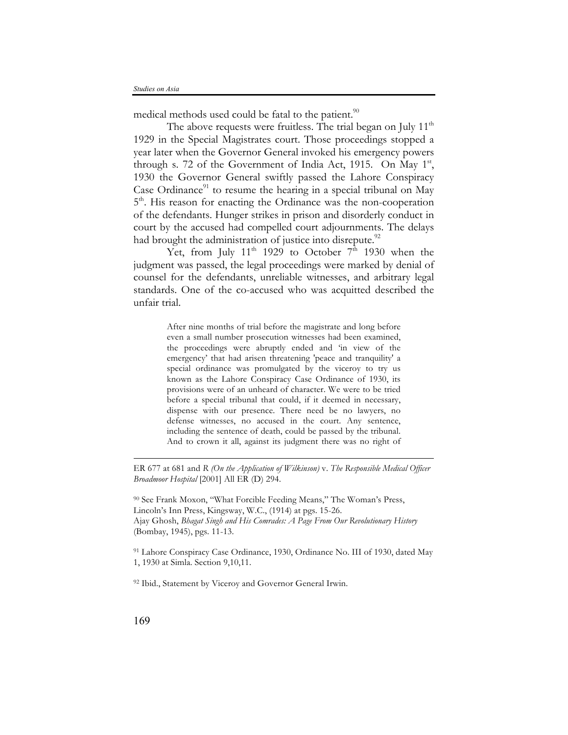medical methods used could be fatal to the patient.[90]

The above requests were fruitless. The trial began on July 11th 1929 in the Special Magistrates court. Those proceedings stopped a year later when the Governor General invoked his emergency powers through s. 72 of the Government of India Act, 1915. On May 1st, 1930 the Governor General swiftly passed the Lahore Conspiracy Case Ordinance[91] to resume the hearing in a special tribunal on May 5th. His reason for enacting the Ordinance was the non-cooperation of the defendants. Hunger strikes in prison and disorderly conduct in court by the accused had compelled court adjournments. The delays had brought the administration of justice into disrepute.[92]

Yet, from July 11th 1929 to October 7th 1930 when the judgment was passed, the legal proceedings were marked by denial of counsel for the defendants, unreliable witnesses, and arbitrary legal standards. One of the co-accused who was acquitted described the unfair trial.

> After nine months of trial before the magistrate and long before even a small number prosecution witnesses had been examined, the proceedings were abruptly ended and 'in view of the emergency' that had arisen threatening 'peace and tranquility' a special ordinance was promulgated by the viceroy to try us known as the Lahore Conspiracy Case Ordinance of 1930, its provisions were of an unheard of character. We were to be tried before a special tribunal that could, if it deemed in necessary, dispense with our presence. There need be no lawyers, no defense witnesses, no accused in the court. Any sentence, including the sentence of death, could be passed by the tribunal. And to crown it all, against its judgment there was no right of

---

ER 677 at 681 and *R (On the Application of Wilkinson)* v. *The Responsible Medical Officer Broadmoor Hospital* [2001] All ER (D) 294.

[90] See Frank Moxon, "What Forcible Feeding Means," The Woman's Press, Lincoln's Inn Press, Kingsway, W.C., (1914) at pgs. 15-26.
Ajay Ghosh, *Bhagat Singh and His Comrades: A Page From Our Revolutionary History* (Bombay, 1945), pgs. 11-13.

[91] Lahore Conspiracy Case Ordinance, 1930, Ordinance No. III of 1930, dated May 1, 1930 at Simla. Section 9,10,11.

[92] Ibid., Statement by Viceroy and Governor General Irwin.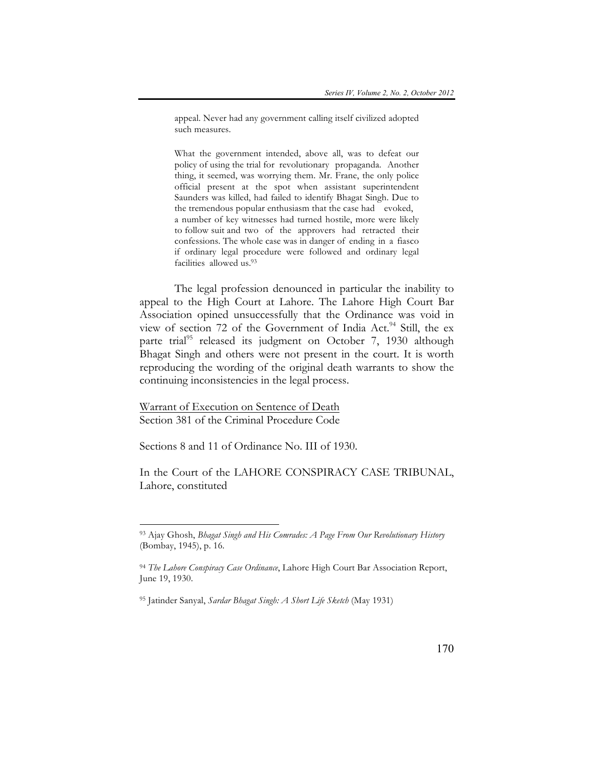> appeal. Never had any government calling itself civilized adopted such measures.
>
> What the government intended, above all, was to defeat our policy of using the trial for revolutionary propaganda. Another thing, it seemed, was worrying them. Mr. Frane, the only police official present at the spot when assistant superintendent Saunders was killed, had failed to identify Bhagat Singh. Due to the tremendous popular enthusiasm that the case had evoked, a number of key witnesses had turned hostile, more were likely to follow suit and two of the approvers had retracted their confessions. The whole case was in danger of ending in a fiasco if ordinary legal procedure were followed and ordinary legal facilities allowed us.[93]

The legal profession denounced in particular the inability to appeal to the High Court at Lahore. The Lahore High Court Bar Association opined unsuccessfully that the Ordinance was void in view of section 72 of the Government of India Act.[94] Still, the ex parte trial[95] released its judgment on October 7, 1930 although Bhagat Singh and others were not present in the court. It is worth reproducing the wording of the original death warrants to show the continuing inconsistencies in the legal process.

<u>Warrant of Execution on Sentence of Death</u>
Section 381 of the Criminal Procedure Code

Sections 8 and 11 of Ordinance No. III of 1930.

In the Court of the LAHORE CONSPIRACY CASE TRIBUNAL, Lahore, constituted

---

[93] Ajay Ghosh, *Bhagat Singh and His Comrades: A Page From Our Revolutionary History* (Bombay, 1945), p. 16.

[94] *The Lahore Conspiracy Case Ordinance*, Lahore High Court Bar Association Report, June 19, 1930.

[95] Jatinder Sanyal, *Sardar Bhagat Singh: A Short Life Sketch* (May 1931)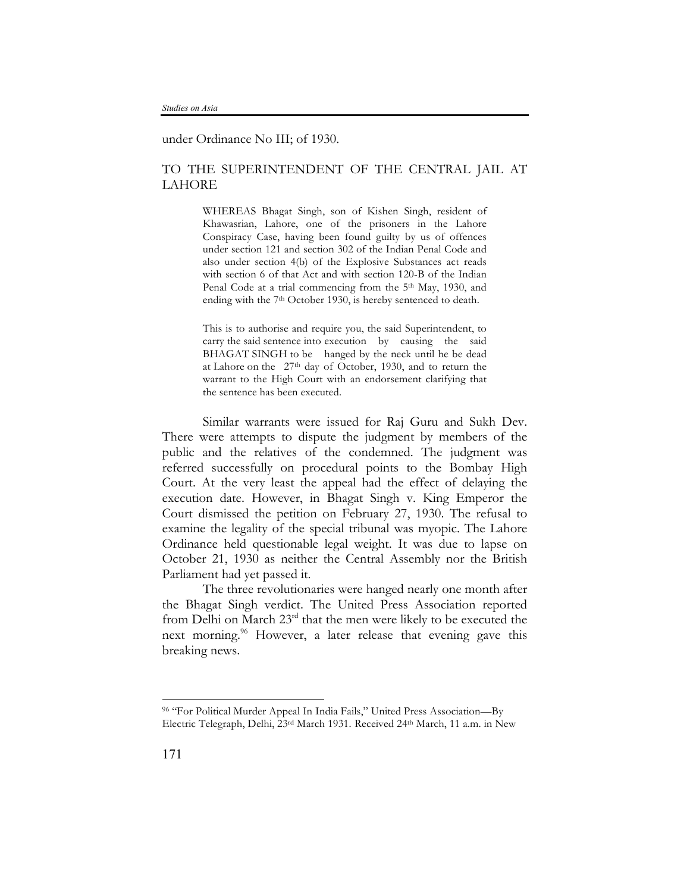under Ordinance No III; of 1930.

TO THE SUPERINTENDENT OF THE CENTRAL JAIL AT LAHORE

> WHEREAS Bhagat Singh, son of Kishen Singh, resident of Khawasrian, Lahore, one of the prisoners in the Lahore Conspiracy Case, having been found guilty by us of offences under section 121 and section 302 of the Indian Penal Code and also under section 4(b) of the Explosive Substances act reads with section 6 of that Act and with section 120-B of the Indian Penal Code at a trial commencing from the 5th May, 1930, and ending with the 7th October 1930, is hereby sentenced to death.
>
> This is to authorise and require you, the said Superintendent, to carry the said sentence into execution by causing the said BHAGAT SINGH to be hanged by the neck until he be dead at Lahore on the 27th day of October, 1930, and to return the warrant to the High Court with an endorsement clarifying that the sentence has been executed.

Similar warrants were issued for Raj Guru and Sukh Dev. There were attempts to dispute the judgment by members of the public and the relatives of the condemned. The judgment was referred successfully on procedural points to the Bombay High Court. At the very least the appeal had the effect of delaying the execution date. However, in Bhagat Singh v. King Emperor the Court dismissed the petition on February 27, 1930. The refusal to examine the legality of the special tribunal was myopic. The Lahore Ordinance held questionable legal weight. It was due to lapse on October 21, 1930 as neither the Central Assembly nor the British Parliament had yet passed it.

The three revolutionaries were hanged nearly one month after the Bhagat Singh verdict. The United Press Association reported from Delhi on March 23rd that the men were likely to be executed the next morning.[96] However, a later release that evening gave this breaking news.

---

[96] "For Political Murder Appeal In India Fails," United Press Association—By Electric Telegraph, Delhi, 23rd March 1931. Received 24th March, 11 a.m. in New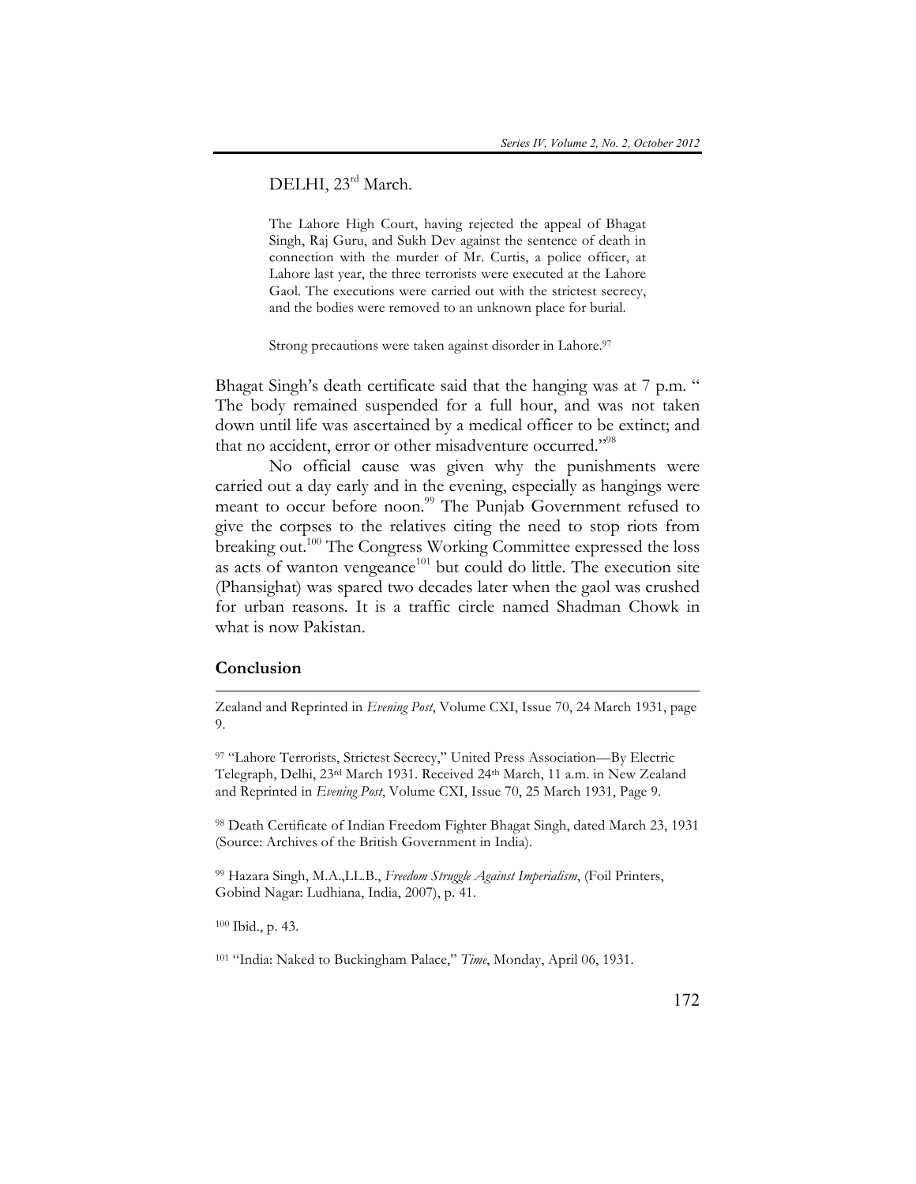DELHI, 23rd March.

> The Lahore High Court, having rejected the appeal of Bhagat Singh, Raj Guru, and Sukh Dev against the sentence of death in connection with the murder of Mr. Curtis, a police officer, at Lahore last year, the three terrorists were executed at the Lahore Gaol. The executions were carried out with the strictest secrecy, and the bodies were removed to an unknown place for burial.
>
> Strong precautions were taken against disorder in Lahore.[97]

Bhagat Singh's death certificate said that the hanging was at 7 p.m. " The body remained suspended for a full hour, and was not taken down until life was ascertained by a medical officer to be extinct; and that no accident, error or other misadventure occurred."[98]

No official cause was given why the punishments were carried out a day early and in the evening, especially as hangings were meant to occur before noon.[99] The Punjab Government refused to give the corpses to the relatives citing the need to stop riots from breaking out.[100] The Congress Working Committee expressed the loss as acts of wanton vengeance[101] but could do little. The execution site (Phansighat) was spared two decades later when the gaol was crushed for urban reasons. It is a traffic circle named Shadman Chowk in what is now Pakistan.

## Conclusion

---

Zealand and Reprinted in *Evening Post*, Volume CXI, Issue 70, 24 March 1931, page 9.

[97] "Lahore Terrorists, Strictest Secrecy," United Press Association—By Electric Telegraph, Delhi, 23rd March 1931. Received 24th March, 11 a.m. in New Zealand and Reprinted in *Evening Post*, Volume CXI, Issue 70, 25 March 1931, Page 9.

[98] Death Certificate of Indian Freedom Fighter Bhagat Singh, dated March 23, 1931 (Source: Archives of the British Government in India).

[99] Hazara Singh, M.A.,LL.B., *Freedom Struggle Against Imperialism*, (Foil Printers, Gobind Nagar: Ludhiana, India, 2007), p. 41.

[100] Ibid., p. 43.

[101] "India: Naked to Buckingham Palace," *Time*, Monday, April 06, 1931.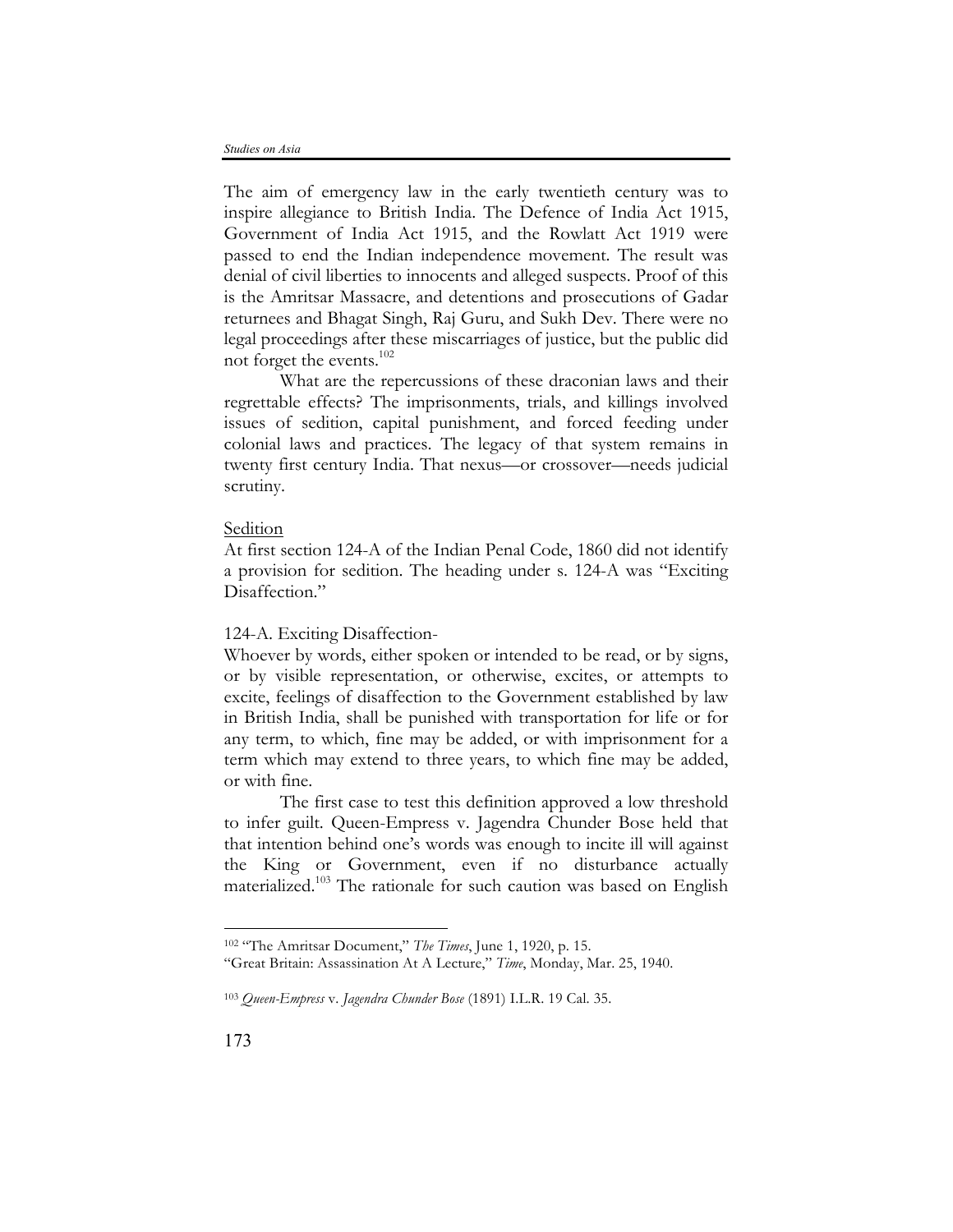The aim of emergency law in the early twentieth century was to inspire allegiance to British India. The Defence of India Act 1915, Government of India Act 1915, and the Rowlatt Act 1919 were passed to end the Indian independence movement. The result was denial of civil liberties to innocents and alleged suspects. Proof of this is the Amritsar Massacre, and detentions and prosecutions of Gadar returnees and Bhagat Singh, Raj Guru, and Sukh Dev. There were no legal proceedings after these miscarriages of justice, but the public did not forget the events.[102]

What are the repercussions of these draconian laws and their regrettable effects? The imprisonments, trials, and killings involved issues of sedition, capital punishment, and forced feeding under colonial laws and practices. The legacy of that system remains in twenty first century India. That nexus—or crossover—needs judicial scrutiny.

<u>Sedition</u>

At first section 124-A of the Indian Penal Code, 1860 did not identify a provision for sedition. The heading under s. 124-A was "Exciting Disaffection."

124-A. Exciting Disaffection-

Whoever by words, either spoken or intended to be read, or by signs, or by visible representation, or otherwise, excites, or attempts to excite, feelings of disaffection to the Government established by law in British India, shall be punished with transportation for life or for any term, to which, fine may be added, or with imprisonment for a term which may extend to three years, to which fine may be added, or with fine.

The first case to test this definition approved a low threshold to infer guilt. Queen-Empress v. Jagendra Chunder Bose held that that intention behind one's words was enough to incite ill will against the King or Government, even if no disturbance actually materialized.[103] The rationale for such caution was based on English

---

[102] "The Amritsar Document," *The Times*, June 1, 1920, p. 15.
"Great Britain: Assassination At A Lecture," *Time*, Monday, Mar. 25, 1940.

[103] *Queen-Empress* v. *Jagendra Chunder Bose* (1891) I.L.R. 19 Cal. 35.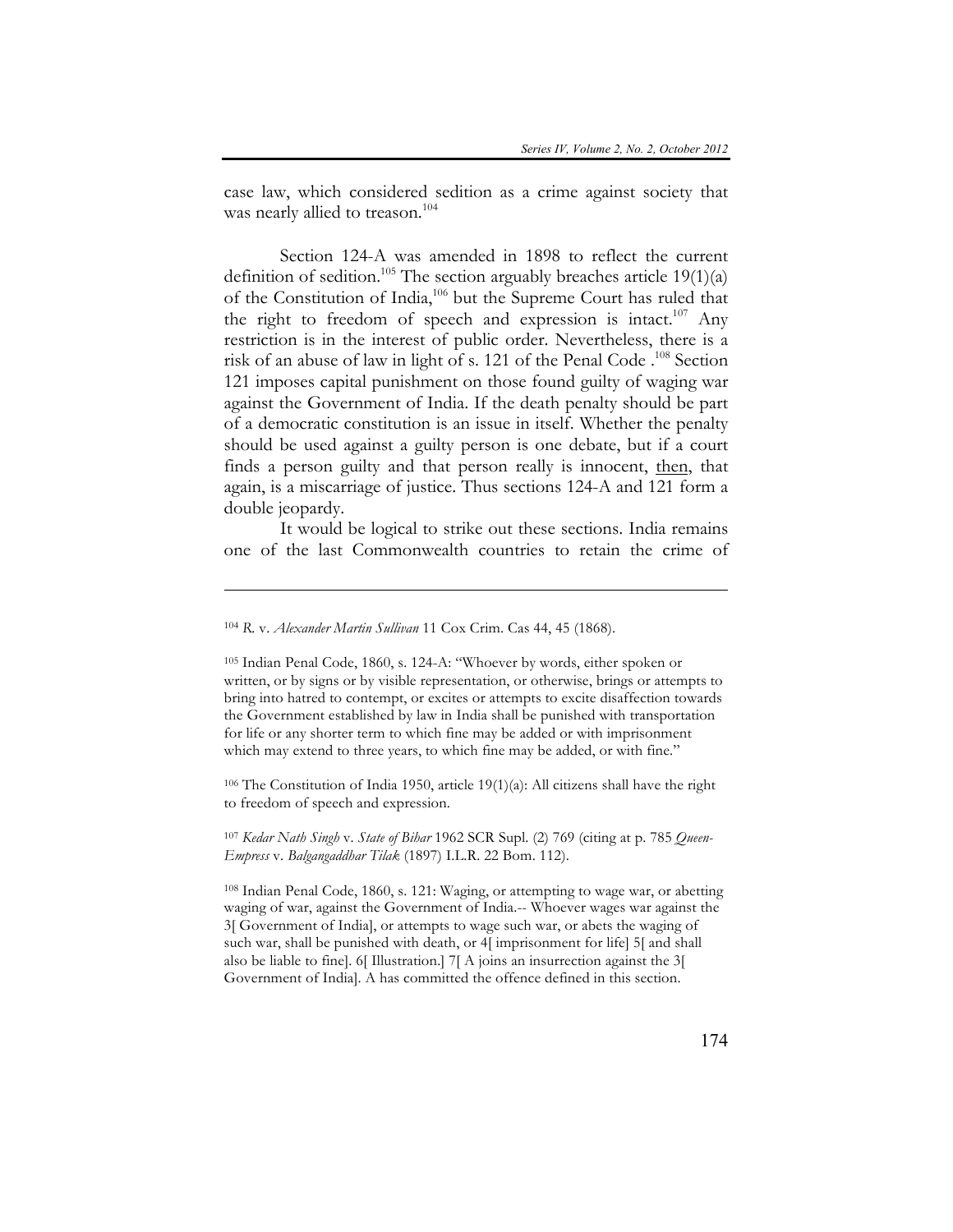case law, which considered sedition as a crime against society that was nearly allied to treason.[104]

Section 124-A was amended in 1898 to reflect the current definition of sedition.[105] The section arguably breaches article 19(1)(a) of the Constitution of India,[106] but the Supreme Court has ruled that the right to freedom of speech and expression is intact.[107] Any restriction is in the interest of public order. Nevertheless, there is a risk of an abuse of law in light of s. 121 of the Penal Code .[108] Section 121 imposes capital punishment on those found guilty of waging war against the Government of India. If the death penalty should be part of a democratic constitution is an issue in itself. Whether the penalty should be used against a guilty person is one debate, but if a court finds a person guilty and that person really is innocent, <u>then</u>, that again, is a miscarriage of justice. Thus sections 124-A and 121 form a double jeopardy.

It would be logical to strike out these sections. India remains one of the last Commonwealth countries to retain the crime of

---

[104] *R.* v. *Alexander Martin Sullivan* 11 Cox Crim. Cas 44, 45 (1868).

[105] Indian Penal Code, 1860, s. 124-A: "Whoever by words, either spoken or written, or by signs or by visible representation, or otherwise, brings or attempts to bring into hatred to contempt, or excites or attempts to excite disaffection towards the Government established by law in India shall be punished with transportation for life or any shorter term to which fine may be added or with imprisonment which may extend to three years, to which fine may be added, or with fine."

[106] The Constitution of India 1950, article 19(1)(a): All citizens shall have the right to freedom of speech and expression.

[107] *Kedar Nath Singh* v. *State of Bihar* 1962 SCR Supl. (2) 769 (citing at p. 785 *Queen-Empress* v. *Balgangaddhar Tilak* (1897) I.L.R. 22 Bom. 112).

[108] Indian Penal Code, 1860, s. 121: Waging, or attempting to wage war, or abetting waging of war, against the Government of India.-- Whoever wages war against the 3[ Government of India], or attempts to wage such war, or abets the waging of such war, shall be punished with death, or 4[ imprisonment for life] 5[ and shall also be liable to fine]. 6[ Illustration.] 7[ A joins an insurrection against the 3[ Government of India]. A has committed the offence defined in this section.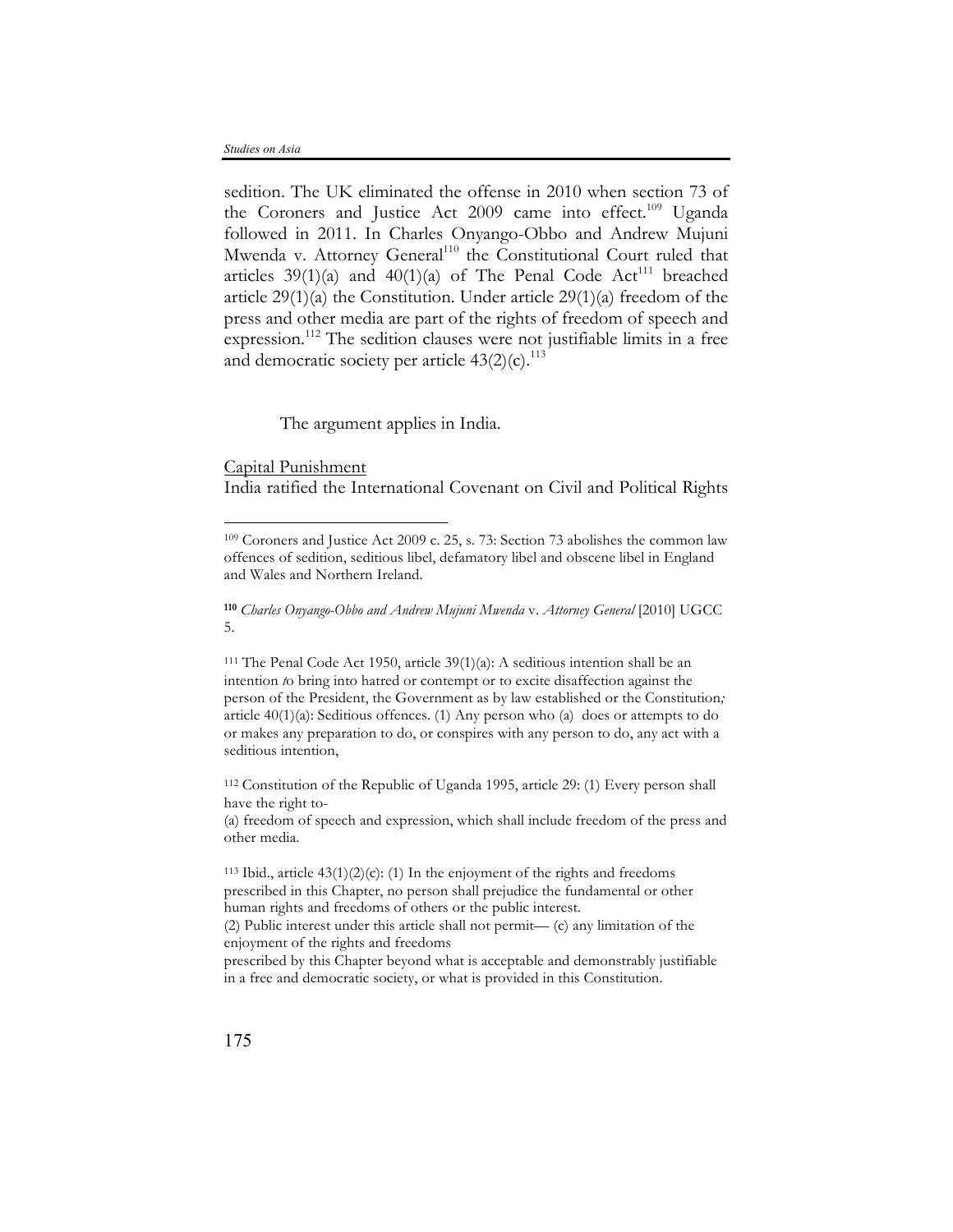sedition. The UK eliminated the offense in 2010 when section 73 of the Coroners and Justice Act 2009 came into effect.[109] Uganda followed in 2011. In Charles Onyango-Obbo and Andrew Mujuni Mwenda v. Attorney General[110] the Constitutional Court ruled that articles 39(1)(a) and 40(1)(a) of The Penal Code Act[111] breached article 29(1)(a) the Constitution. Under article 29(1)(a) freedom of the press and other media are part of the rights of freedom of speech and expression.[112] The sedition clauses were not justifiable limits in a free and democratic society per article 43(2)(c).[113]

The argument applies in India.

Capital Punishment

India ratified the International Covenant on Civil and Political Rights

---

[109] Coroners and Justice Act 2009 c. 25, s. 73: Section 73 abolishes the common law offences of sedition, seditious libel, defamatory libel and obscene libel in England and Wales and Northern Ireland.

[110] *Charles Onyango-Obbo and Andrew Mujuni Mwenda* v. *Attorney General* [2010] UGCC 5.

[111] The Penal Code Act 1950, article 39(1)(a): A seditious intention shall be an intention *t*o bring into hatred or contempt or to excite disaffection against the person of the President, the Government as by law established or the Constitution*;* article 40(1)(a): Seditious offences. (1) Any person who (a) does or attempts to do or makes any preparation to do, or conspires with any person to do, any act with a seditious intention,

[112] Constitution of the Republic of Uganda 1995, article 29: (1) Every person shall have the right to-
(a) freedom of speech and expression, which shall include freedom of the press and other media.

[113] Ibid., article 43(1)(2)(c): (1) In the enjoyment of the rights and freedoms prescribed in this Chapter, no person shall prejudice the fundamental or other human rights and freedoms of others or the public interest.
(2) Public interest under this article shall not permit— (c) any limitation of the enjoyment of the rights and freedoms
prescribed by this Chapter beyond what is acceptable and demonstrably justifiable in a free and democratic society, or what is provided in this Constitution.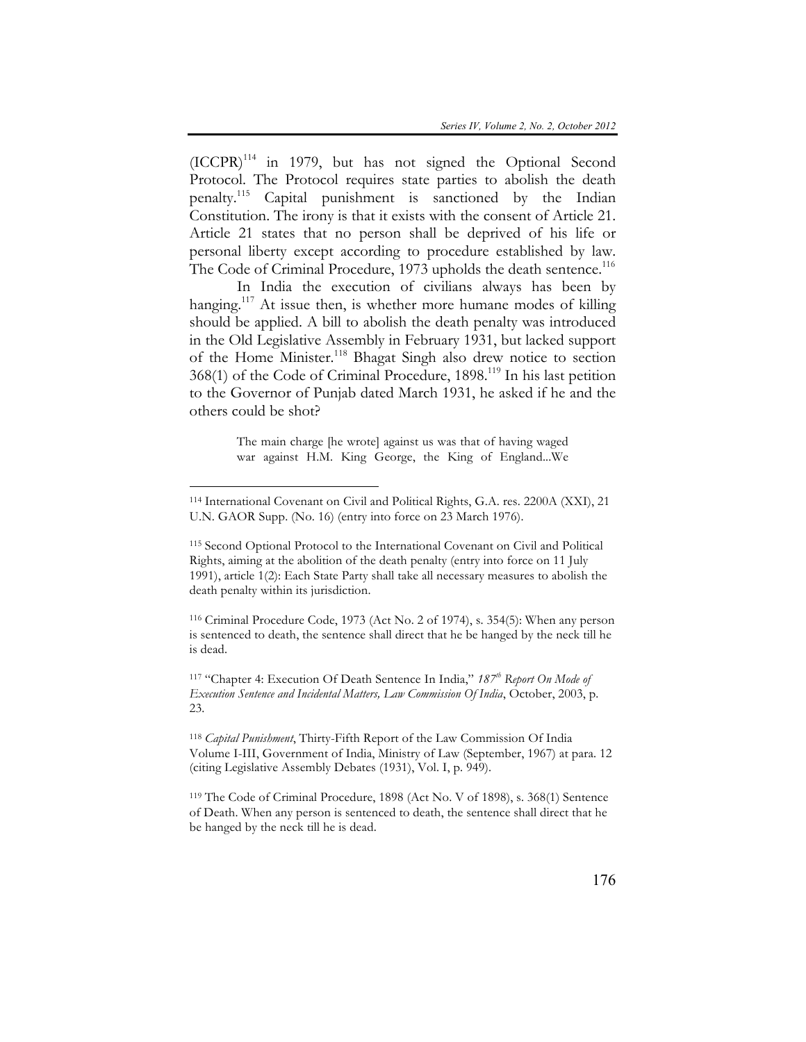(ICCPR)[114] in 1979, but has not signed the Optional Second Protocol. The Protocol requires state parties to abolish the death penalty.[115] Capital punishment is sanctioned by the Indian Constitution. The irony is that it exists with the consent of Article 21. Article 21 states that no person shall be deprived of his life or personal liberty except according to procedure established by law. The Code of Criminal Procedure, 1973 upholds the death sentence.[116]

In India the execution of civilians always has been by hanging.[117] At issue then, is whether more humane modes of killing should be applied. A bill to abolish the death penalty was introduced in the Old Legislative Assembly in February 1931, but lacked support of the Home Minister.[118] Bhagat Singh also drew notice to section 368(1) of the Code of Criminal Procedure, 1898.[119] In his last petition to the Governor of Punjab dated March 1931, he asked if he and the others could be shot?

> The main charge [he wrote] against us was that of having waged war against H.M. King George, the King of England...We

---

[114] International Covenant on Civil and Political Rights, G.A. res. 2200A (XXI), 21 U.N. GAOR Supp. (No. 16) (entry into force on 23 March 1976).

[115] Second Optional Protocol to the International Covenant on Civil and Political Rights, aiming at the abolition of the death penalty (entry into force on 11 July 1991), article 1(2): Each State Party shall take all necessary measures to abolish the death penalty within its jurisdiction.

[116] Criminal Procedure Code, 1973 (Act No. 2 of 1974), s. 354(5): When any person is sentenced to death, the sentence shall direct that he be hanged by the neck till he is dead.

[117] "Chapter 4: Execution Of Death Sentence In India," *187th Report On Mode of Execution Sentence and Incidental Matters, Law Commission Of India*, October, 2003, p. 23.

[118] *Capital Punishment*, Thirty-Fifth Report of the Law Commission Of India Volume I-III, Government of India, Ministry of Law (September, 1967) at para. 12 (citing Legislative Assembly Debates (1931), Vol. I, p. 949).

[119] The Code of Criminal Procedure, 1898 (Act No. V of 1898), s. 368(1) Sentence of Death. When any person is sentenced to death, the sentence shall direct that he be hanged by the neck till he is dead.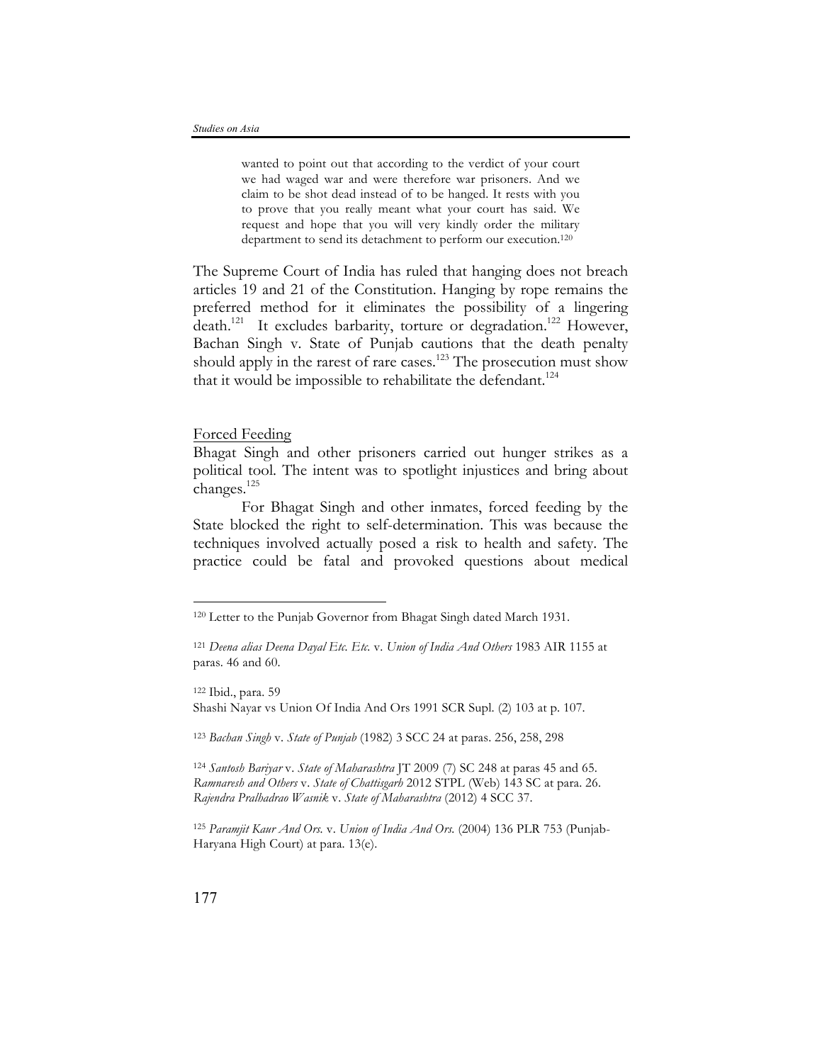> wanted to point out that according to the verdict of your court we had waged war and were therefore war prisoners. And we claim to be shot dead instead of to be hanged. It rests with you to prove that you really meant what your court has said. We request and hope that you will very kindly order the military department to send its detachment to perform our execution.[120]

The Supreme Court of India has ruled that hanging does not breach articles 19 and 21 of the Constitution. Hanging by rope remains the preferred method for it eliminates the possibility of a lingering death.[121] It excludes barbarity, torture or degradation.[122] However, Bachan Singh v. State of Punjab cautions that the death penalty should apply in the rarest of rare cases.[123] The prosecution must show that it would be impossible to rehabilitate the defendant.[124]

<u>Forced Feeding</u>

Bhagat Singh and other prisoners carried out hunger strikes as a political tool. The intent was to spotlight injustices and bring about changes.[125]

For Bhagat Singh and other inmates, forced feeding by the State blocked the right to self-determination. This was because the techniques involved actually posed a risk to health and safety. The practice could be fatal and provoked questions about medical

---

[120] Letter to the Punjab Governor from Bhagat Singh dated March 1931.

[121] *Deena alias Deena Dayal Etc. Etc.* v. *Union of India And Others* 1983 AIR 1155 at paras. 46 and 60.

[122] Ibid., para. 59
Shashi Nayar vs Union Of India And Ors 1991 SCR Supl. (2) 103 at p. 107.

[123] *Bachan Singh* v. *State of Punjab* (1982) 3 SCC 24 at paras. 256, 258, 298

[124] *Santosh Bariyar* v. *State of Maharashtra* JT 2009 (7) SC 248 at paras 45 and 65.
*Ramnaresh and Others* v. *State of Chattisgarh* 2012 STPL (Web) 143 SC at para. 26.
*Rajendra Pralhadrao Wasnik* v. *State of Maharashtra* (2012) 4 SCC 37.

[125] *Paramjit Kaur And Ors.* v. *Union of India And Ors.* (2004) 136 PLR 753 (Punjab-Haryana High Court) at para. 13(e).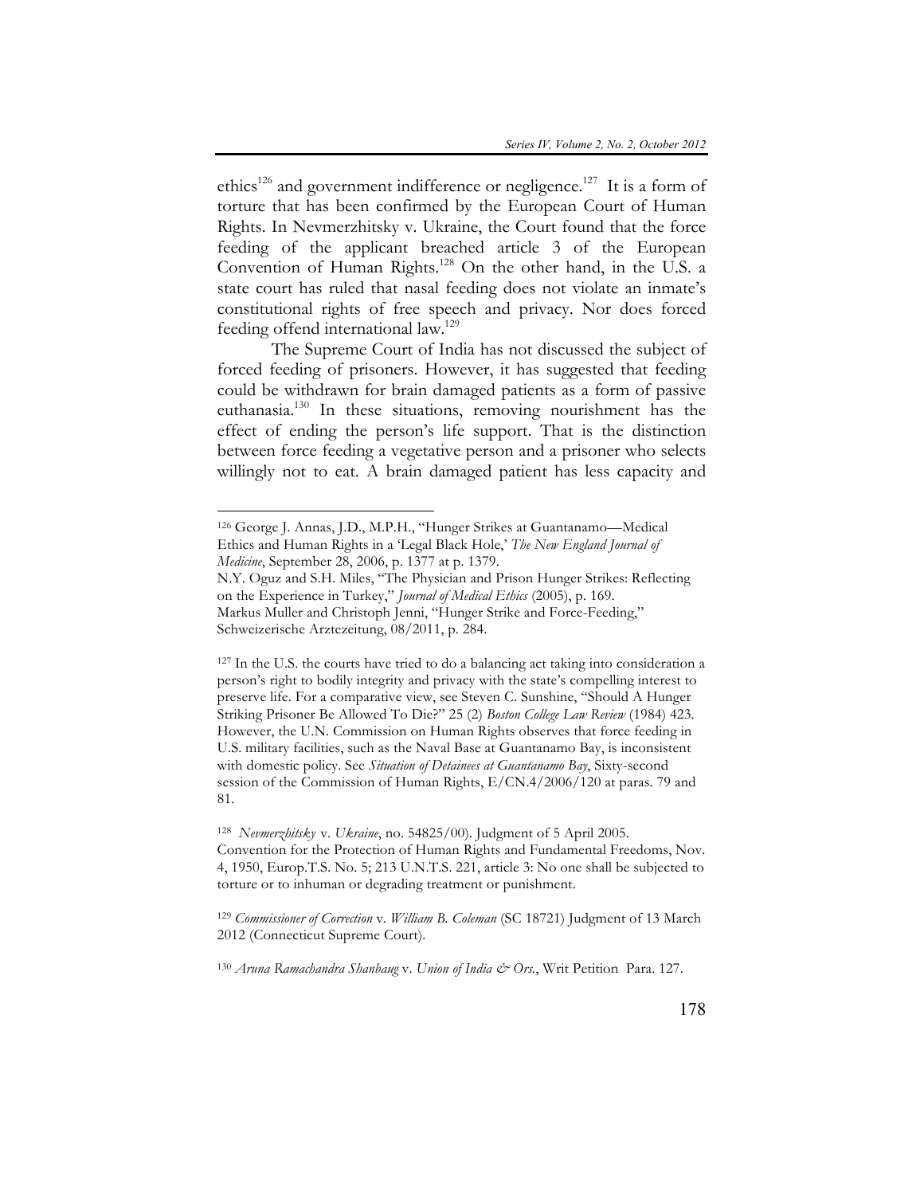ethics[126] and government indifference or negligence.[127] It is a form of torture that has been confirmed by the European Court of Human Rights. In Nevmerzhitsky v. Ukraine, the Court found that the force feeding of the applicant breached article 3 of the European Convention of Human Rights.[128] On the other hand, in the U.S. a state court has ruled that nasal feeding does not violate an inmate's constitutional rights of free speech and privacy. Nor does forced feeding offend international law.[129]

The Supreme Court of India has not discussed the subject of forced feeding of prisoners. However, it has suggested that feeding could be withdrawn for brain damaged patients as a form of passive euthanasia.[130] In these situations, removing nourishment has the effect of ending the person's life support. That is the distinction between force feeding a vegetative person and a prisoner who selects willingly not to eat. A brain damaged patient has less capacity and

---

[126] George J. Annas, J.D., M.P.H., "Hunger Strikes at Guantanamo—Medical Ethics and Human Rights in a 'Legal Black Hole,' *The New England Journal of Medicine*, September 28, 2006, p. 1377 at p. 1379.
N.Y. Oguz and S.H. Miles, "The Physician and Prison Hunger Strikes: Reflecting on the Experience in Turkey," *Journal of Medical Ethics* (2005), p. 169.
Markus Muller and Christoph Jenni, "Hunger Strike and Force-Feeding," Schweizerische Arztezeitung, 08/2011, p. 284.

[127] In the U.S. the courts have tried to do a balancing act taking into consideration a person's right to bodily integrity and privacy with the state's compelling interest to preserve life. For a comparative view, see Steven C. Sunshine, "Should A Hunger Striking Prisoner Be Allowed To Die?" 25 (2) *Boston College Law Review* (1984) 423. However, the U.N. Commission on Human Rights observes that force feeding in U.S. military facilities, such as the Naval Base at Guantanamo Bay, is inconsistent with domestic policy. See *Situation of Detainees at Guantanamo Bay*, Sixty-second session of the Commission of Human Rights, E/CN.4/2006/120 at paras. 79 and 81.

[128] *Nevmerzhitsky* v. *Ukraine*, no. 54825/00). Judgment of 5 April 2005. Convention for the Protection of Human Rights and Fundamental Freedoms, Nov. 4, 1950, Europ.T.S. No. 5; 213 U.N.T.S. 221, article 3: No one shall be subjected to torture or to inhuman or degrading treatment or punishment.

[129] *Commissioner of Correction* v. *William B. Coleman* (SC 18721) Judgment of 13 March 2012 (Connecticut Supreme Court).

[130] *Aruna Ramachandra Shanbaug* v. *Union of India & Ors.*, Writ Petition Para. 127.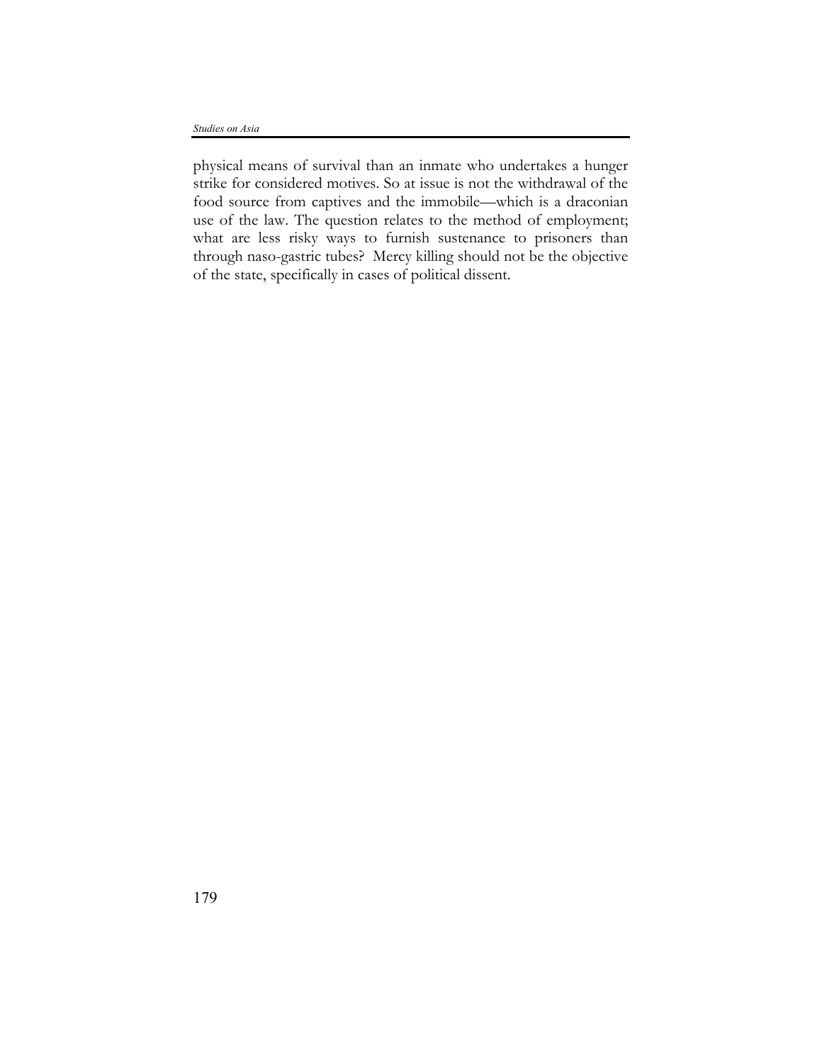physical means of survival than an inmate who undertakes a hunger strike for considered motives. So at issue is not the withdrawal of the food source from captives and the immobile—which is a draconian use of the law. The question relates to the method of employment; what are less risky ways to furnish sustenance to prisoners than through naso-gastric tubes? Mercy killing should not be the objective of the state, specifically in cases of political dissent.